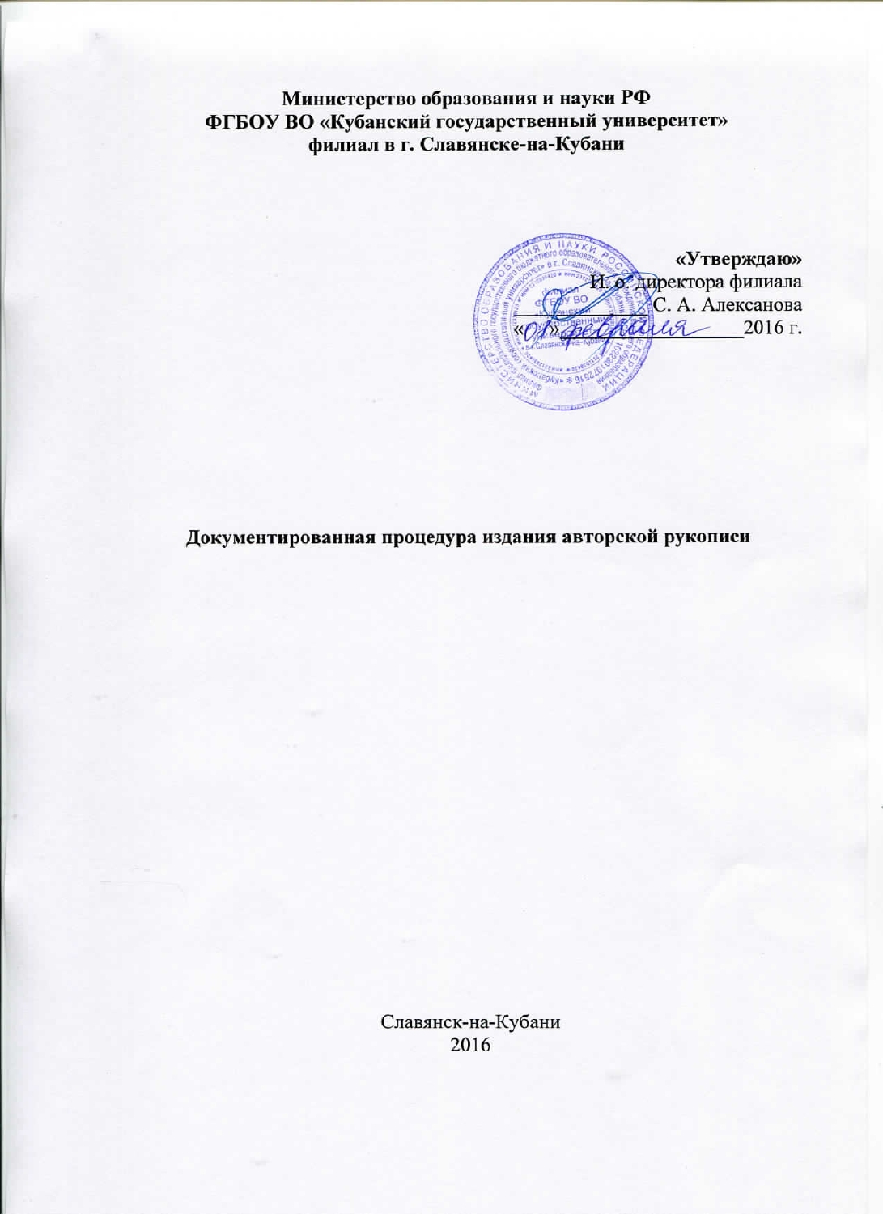**Министерство образования и науки РФ**
**ФГБОУ ВО «Кубанский государственный университет»**
**филиал в г. Славянске-на-Кубани**

**«Утверждаю»**
И. о. директора филиала
\_\_\_\_\_\_\_\_ С. А. Алексанова
«01» февраля 2016 г.

**Документированная процедура издания авторской рукописи**

Славянск-на-Кубани
2016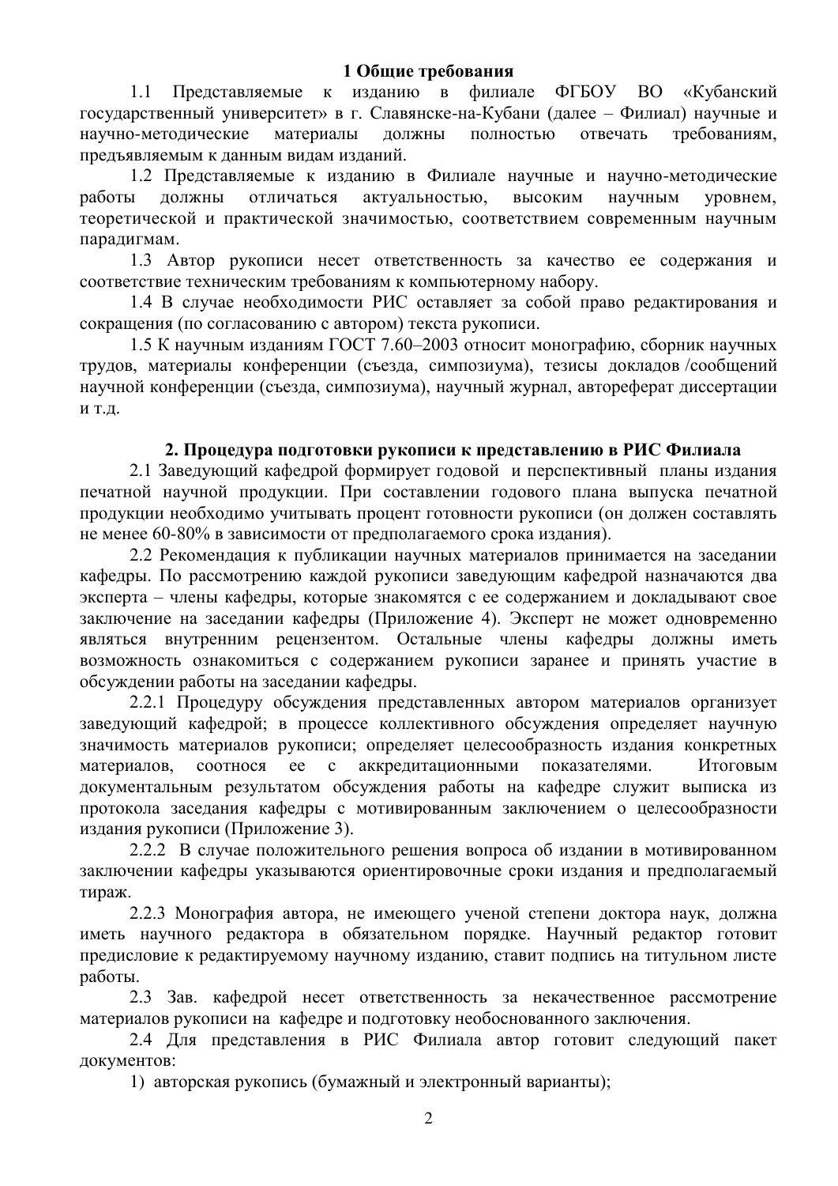## 1 Общие требования

1.1 Представляемые к изданию в филиале ФГБОУ ВО «Кубанский государственный университет» в г. Славянске-на-Кубани (далее – Филиал) научные и научно-методические материалы должны полностью отвечать требованиям, предъявляемым к данным видам изданий.

1.2 Представляемые к изданию в Филиале научные и научно-методические работы должны отличаться актуальностью, высоким научным уровнем, теоретической и практической значимостью, соответствием современным научным парадигмам.

1.3 Автор рукописи несет ответственность за качество ее содержания и соответствие техническим требованиям к компьютерному набору.

1.4 В случае необходимости РИС оставляет за собой право редактирования и сокращения (по согласованию с автором) текста рукописи.

1.5 К научным изданиям ГОСТ 7.60–2003 относит монографию, сборник научных трудов, материалы конференции (съезда, симпозиума), тезисы докладов /сообщений научной конференции (съезда, симпозиума), научный журнал, автореферат диссертации и т.д.

## 2. Процедура подготовки рукописи к представлению в РИС Филиала

2.1 Заведующий кафедрой формирует годовой и перспективный планы издания печатной научной продукции. При составлении годового плана выпуска печатной продукции необходимо учитывать процент готовности рукописи (он должен составлять не менее 60-80% в зависимости от предполагаемого срока издания).

2.2 Рекомендация к публикации научных материалов принимается на заседании кафедры. По рассмотрению каждой рукописи заведующим кафедрой назначаются два эксперта – члены кафедры, которые знакомятся с ее содержанием и докладывают свое заключение на заседании кафедры (Приложение 4). Эксперт не может одновременно являться внутренним рецензентом. Остальные члены кафедры должны иметь возможность ознакомиться с содержанием рукописи заранее и принять участие в обсуждении работы на заседании кафедры.

2.2.1 Процедуру обсуждения представленных автором материалов организует заведующий кафедрой; в процессе коллективного обсуждения определяет научную значимость материалов рукописи; определяет целесообразность издания конкретных материалов, соотнося ее с аккредитационными показателями. Итоговым документальным результатом обсуждения работы на кафедре служит выписка из протокола заседания кафедры с мотивированным заключением о целесообразности издания рукописи (Приложение 3).

2.2.2 В случае положительного решения вопроса об издании в мотивированном заключении кафедры указываются ориентировочные сроки издания и предполагаемый тираж.

2.2.3 Монография автора, не имеющего ученой степени доктора наук, должна иметь научного редактора в обязательном порядке. Научный редактор готовит предисловие к редактируемому научному изданию, ставит подпись на титульном листе работы.

2.3 Зав. кафедрой несет ответственность за некачественное рассмотрение материалов рукописи на кафедре и подготовку необоснованного заключения.

2.4 Для представления в РИС Филиала автор готовит следующий пакет документов:

1) авторская рукопись (бумажный и электронный варианты);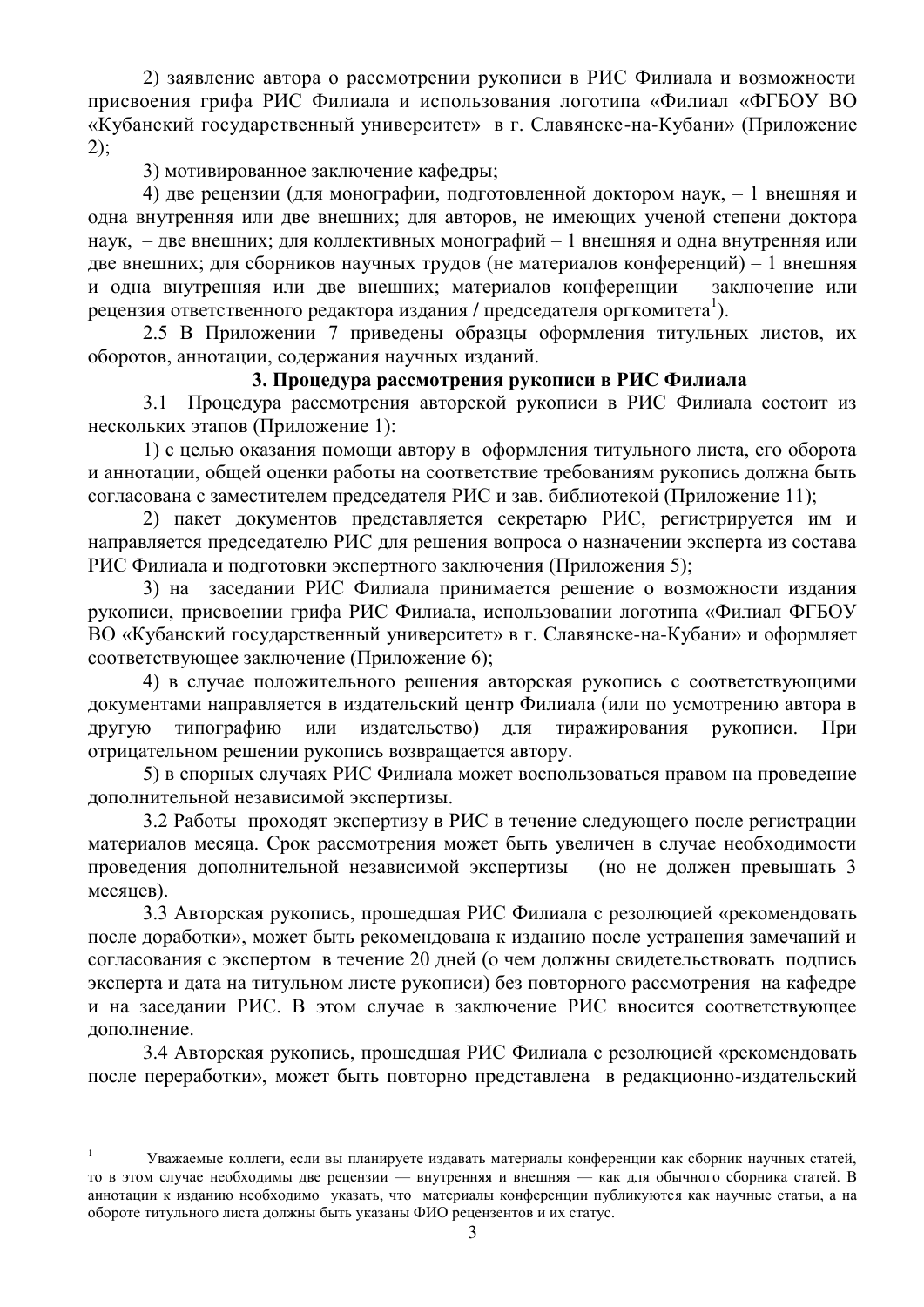2) заявление автора о рассмотрении рукописи в РИС Филиала и возможности присвоения грифа РИС Филиала и использования логотипа «Филиал «ФГБОУ ВО «Кубанский государственный университет» в г. Славянске-на-Кубани» (Приложение 2);

3) мотивированное заключение кафедры;

4) две рецензии (для монографии, подготовленной доктором наук, – 1 внешняя и одна внутренняя или две внешних; для авторов, не имеющих ученой степени доктора наук, – две внешних; для коллективных монографий – 1 внешняя и одна внутренняя или две внешних; для сборников научных трудов (не материалов конференций) – 1 внешняя и одна внутренняя или две внешних; материалов конференции – заключение или рецензия ответственного редактора издания / председателя оргкомитета[1]).

2.5 В Приложении 7 приведены образцы оформления титульных листов, их оборотов, аннотации, содержания научных изданий.

### 3. Процедура рассмотрения рукописи в РИС Филиала

3.1 Процедура рассмотрения авторской рукописи в РИС Филиала состоит из нескольких этапов (Приложение 1):

1) с целью оказания помощи автору в оформления титульного листа, его оборота и аннотации, общей оценки работы на соответствие требованиям рукопись должна быть согласована с заместителем председателя РИС и зав. библиотекой (Приложение 11);

2) пакет документов представляется секретарю РИС, регистрируется им и направляется председателю РИС для решения вопроса о назначении эксперта из состава РИС Филиала и подготовки экспертного заключения (Приложения 5);

3) на заседании РИС Филиала принимается решение о возможности издания рукописи, присвоении грифа РИС Филиала, использовании логотипа «Филиал ФГБОУ ВО «Кубанский государственный университет» в г. Славянске-на-Кубани» и оформляет соответствующее заключение (Приложение 6);

4) в случае положительного решения авторская рукопись с соответствующими документами направляется в издательский центр Филиала (или по усмотрению автора в другую типографию или издательство) для тиражирования рукописи. При отрицательном решении рукопись возвращается автору.

5) в спорных случаях РИС Филиала может воспользоваться правом на проведение дополнительной независимой экспертизы.

3.2 Работы проходят экспертизу в РИС в течение следующего после регистрации материалов месяца. Срок рассмотрения может быть увеличен в случае необходимости проведения дополнительной независимой экспертизы (но не должен превышать 3 месяцев).

3.3 Авторская рукопись, прошедшая РИС Филиала с резолюцией «рекомендовать после доработки», может быть рекомендована к изданию после устранения замечаний и согласования с экспертом в течение 20 дней (о чем должны свидетельствовать подпись эксперта и дата на титульном листе рукописи) без повторного рассмотрения на кафедре и на заседании РИС. В этом случае в заключение РИС вносится соответствующее дополнение.

3.4 Авторская рукопись, прошедшая РИС Филиала с резолюцией «рекомендовать после переработки», может быть повторно представлена в редакционно-издательский

---

[1] Уважаемые коллеги, если вы планируете издавать материалы конференции как сборник научных статей, то в этом случае необходимы две рецензии — внутренняя и внешняя — как для обычного сборника статей. В аннотации к изданию необходимо указать, что материалы конференции публикуются как научные статьи, а на обороте титульного листа должны быть указаны ФИО рецензентов и их статус.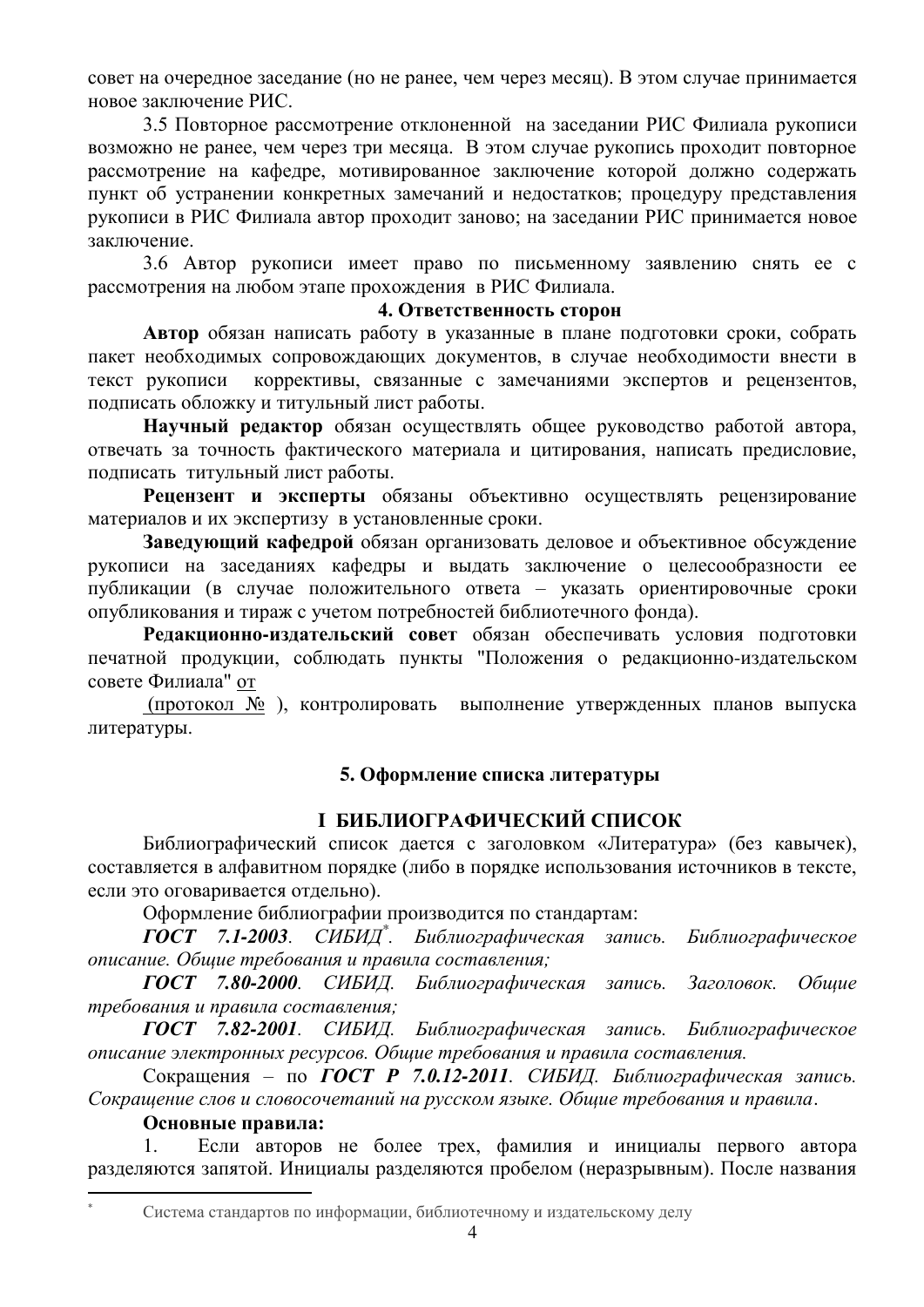совет на очередное заседание (но не ранее, чем через месяц). В этом случае принимается новое заключение РИС.

3.5 Повторное рассмотрение отклоненной на заседании РИС Филиала рукописи возможно не ранее, чем через три месяца. В этом случае рукопись проходит повторное рассмотрение на кафедре, мотивированное заключение которой должно содержать пункт об устранении конкретных замечаний и недостатков; процедуру представления рукописи в РИС Филиала автор проходит заново; на заседании РИС принимается новое заключение.

3.6 Автор рукописи имеет право по письменному заявлению снять ее с рассмотрения на любом этапе прохождения в РИС Филиала.

### 4. Ответственность сторон

**Автор** обязан написать работу в указанные в плане подготовки сроки, собрать пакет необходимых сопровождающих документов, в случае необходимости внести в текст рукописи коррективы, связанные с замечаниями экспертов и рецензентов, подписать обложку и титульный лист работы.

**Научный редактор** обязан осуществлять общее руководство работой автора, отвечать за точность фактического материала и цитирования, написать предисловие, подписать титульный лист работы.

**Рецензент и эксперты** обязаны объективно осуществлять рецензирование материалов и их экспертизу в установленные сроки.

**Заведующий кафедрой** обязан организовать деловое и объективное обсуждение рукописи на заседаниях кафедры и выдать заключение о целесообразности ее публикации (в случае положительного ответа – указать ориентировочные сроки опубликования и тираж с учетом потребностей библиотечного фонда).

**Редакционно-издательский совет** обязан обеспечивать условия подготовки печатной продукции, соблюдать пункты "Положения о редакционно-издательском совете Филиала" от
(протокол № ), контролировать выполнение утвержденных планов выпуска литературы.

### 5. Оформление списка литературы

## I БИБЛИОГРАФИЧЕСКИЙ СПИСОК

Библиографический список дается с заголовком «Литература» (без кавычек), составляется в алфавитном порядке (либо в порядке использования источников в тексте, если это оговаривается отдельно).

Оформление библиографии производится по стандартам:

***ГОСТ 7.1-2003****. СИБИД*[*]*. Библиографическая запись. Библиографическое описание. Общие требования и правила составления;*

***ГОСТ 7.80-2000****. СИБИД. Библиографическая запись. Заголовок. Общие требования и правила составления;*

***ГОСТ 7.82-2001****. СИБИД. Библиографическая запись. Библиографическое описание электронных ресурсов. Общие требования и правила составления.*

Сокращения – по ***ГОСТ Р 7.0.12-2011****. СИБИД. Библиографическая запись. Сокращение слов и словосочетаний на русском языке. Общие требования и правила*.

**Основные правила:**

1. Если авторов не более трех, фамилия и инициалы первого автора разделяются запятой. Инициалы разделяются пробелом (неразрывным). После названия

---

[*] Система стандартов по информации, библиотечному и издательскому делу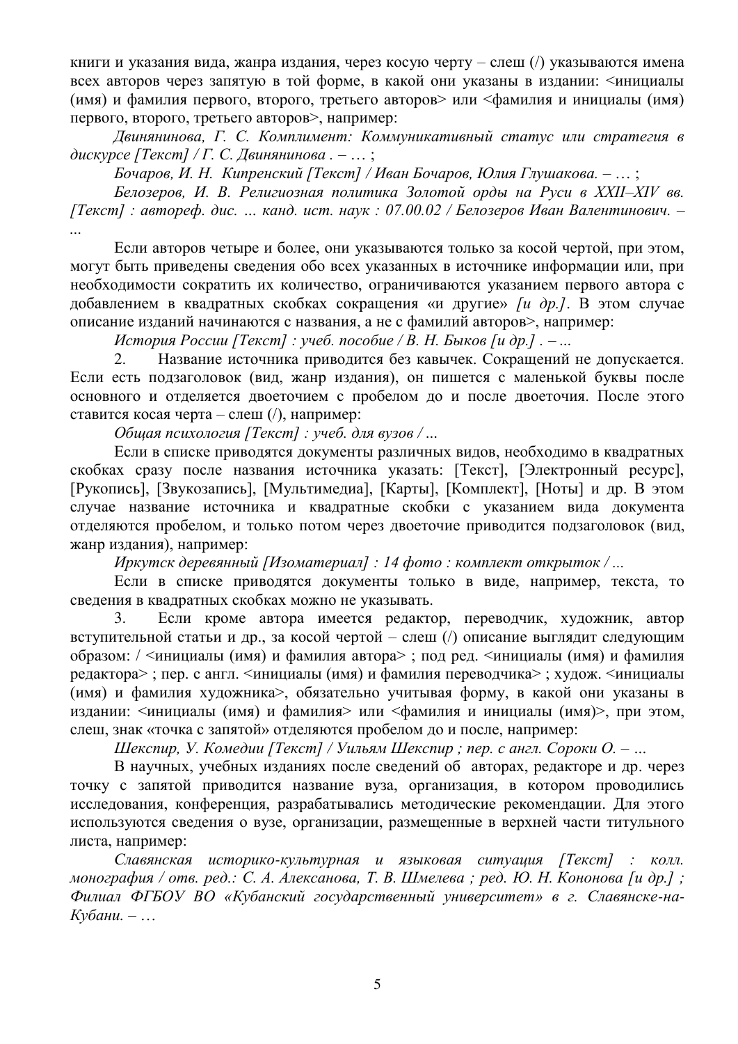книги и указания вида, жанра издания, через косую черту – слеш (/) указываются имена всех авторов через запятую в той форме, в какой они указаны в издании: <инициалы (имя) и фамилия первого, второго, третьего авторов> или <фамилия и инициалы (имя) первого, второго, третьего авторов>, например:

*Двинянинова, Г. С. Комплимент: Коммуникативный статус или стратегия в дискурсе [Текст] / Г. С. Двинянинова . – … ;*

*Бочаров, И. Н. Кипренский [Текст] / Иван Бочаров, Юлия Глушакова. – … ;*

*Белозеров, И. В. Религиозная политика Золотой орды на Руси в XXII–XIV вв. [Текст] : автореф. дис. … канд. ист. наук : 07.00.02 / Белозеров Иван Валентинович. – …*

Если авторов четыре и более, они указываются только за косой чертой, при этом, могут быть приведены сведения обо всех указанных в источнике информации или, при необходимости сократить их количество, ограничиваются указанием первого автора с добавлением в квадратных скобках сокращения «и другие» *[и др.]*. В этом случае описание изданий начинаются с названия, а не с фамилий авторов>, например:

*История России [Текст] : учеб. пособие / В. Н. Быков [и др.] . – …*

2. Название источника приводится без кавычек. Сокращений не допускается. Если есть подзаголовок (вид, жанр издания), он пишется с маленькой буквы после основного и отделяется двоеточием с пробелом до и после двоеточия. После этого ставится косая черта – слеш (/), например:

*Общая психология [Текст] : учеб. для вузов / …*

Если в списке приводятся документы различных видов, необходимо в квадратных скобках сразу после названия источника указать: [Текст], [Электронный ресурс], [Рукопись], [Звукозапись], [Мультимедиа], [Карты], [Комплект], [Ноты] и др. В этом случае название источника и квадратные скобки с указанием вида документа отделяются пробелом, и только потом через двоеточие приводится подзаголовок (вид, жанр издания), например:

*Иркутск деревянный [Изоматериал] : 14 фото : комплект открыток / …*

Если в списке приводятся документы только в виде, например, текста, то сведения в квадратных скобках можно не указывать.

3. Если кроме автора имеется редактор, переводчик, художник, автор вступительной статьи и др., за косой чертой – слеш (/) описание выглядит следующим образом: / <инициалы (имя) и фамилия автора> ; под ред. <инициалы (имя) и фамилия редактора> ; пер. с англ. <инициалы (имя) и фамилия переводчика> ; худож. <инициалы (имя) и фамилия художника>, обязательно учитывая форму, в какой они указаны в издании: <инициалы (имя) и фамилия> или <фамилия и инициалы (имя)>, при этом, слеш, знак «точка с запятой» отделяются пробелом до и после, например:

*Шекспир, У. Комедии [Текст] / Уильям Шекспир ; пер. с англ. Сороки О. – …*

В научных, учебных изданиях после сведений об авторах, редакторе и др. через точку с запятой приводится название вуза, организация, в котором проводились исследования, конференция, разрабатывались методические рекомендации. Для этого используются сведения о вузе, организации, размещенные в верхней части титульного листа, например:

*Славянская историко-культурная и языковая ситуация [Текст] : колл. монография / отв. ред.: С. А. Алексанова, Т. В. Шмелева ; ред. Ю. Н. Кононова [и др.] ; Филиал ФГБОУ ВО «Кубанский государственный университет» в г. Славянске-на-Кубани. – …*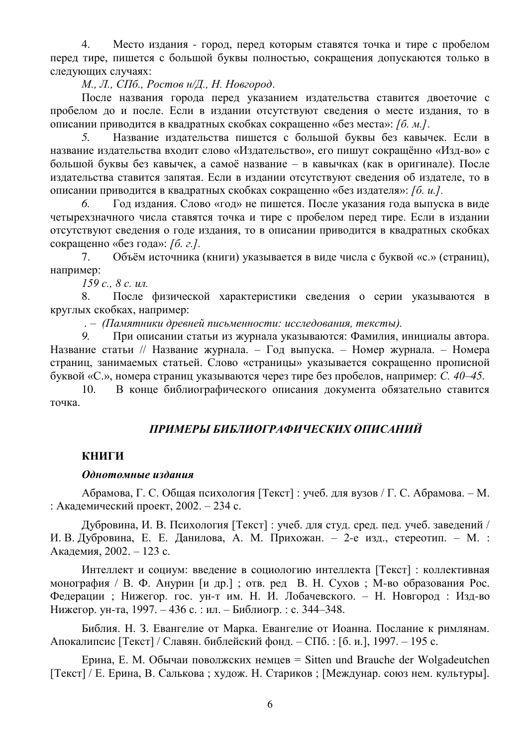4. Место издания - город, перед которым ставятся точка и тире с пробелом перед тире, пишется с большой буквы полностью, сокращения допускаются только в следующих случаях:

*М., Л., СПб., Ростов н/Д., Н. Новгород*.

После названия города перед указанием издательства ставится двоеточие с пробелом до и после. Если в издании отсутствуют сведения о месте издания, то в описании приводится в квадратных скобках сокращенно «без места»: *[б. м.]*.

*5.* Название издательства пишется с большой буквы без кавычек. Если в название издательства входит слово «Издательство», его пишут сокращённо «Изд-во» с большой буквы без кавычек, а самоё название – в кавычках (как в оригинале). После издательства ставится запятая. Если в издании отсутствуют сведения об издателе, то в описании приводится в квадратных скобках сокращенно «без издателя»: *[б. и.].*

*6.* Год издания. Слово «год» не пишется. После указания года выпуска в виде четырехзначного числа ставятся точка и тире с пробелом перед тире. Если в издании отсутствуют сведения о годе издания, то в описании приводится в квадратных скобках сокращенно «без года»: *[б. г.].*

7. Объём источника (книги) указывается в виде числа с буквой «с.» (страниц), например:

*159 с., 8 с. ил.*

8. После физической характеристики сведения о серии указываются в круглых скобках, например:

*. – (Памятники древней письменности: исследования, тексты).*

*9.* При описании статьи из журнала указываются: Фамилия, инициалы автора. Название статьи // Название журнала. – Год выпуска. – Номер журнала. – Номера страниц, занимаемых статьей. Слово «страницы» указывается сокращенно прописной буквой «С.», номера страниц указываются через тире без пробелов, например: *С. 40–45.*

10. В конце библиографического описания документа обязательно ставится точка.

## *ПРИМЕРЫ БИБЛИОГРАФИЧЕСКИХ ОПИСАНИЙ*

### КНИГИ

#### *Однотомные издания*

Абрамова, Г. С. Общая психология [Текст] : учеб. для вузов / Г. С. Абрамова. – М. : Академический проект, 2002. – 234 с.

Дубровина, И. В. Психология [Текст] : учеб. для студ. сред. пед. учеб. заведений / И. В. Дубровина, Е. Е. Данилова, А. М. Прихожан. – 2-е изд., стереотип. – М. : Академия, 2002. – 123 с.

Интеллект и социум: введение в социологию интеллекта [Текст] : коллективная монография / В. Ф. Анурин [и др.] ; отв. ред В. Н. Сухов ; М-во образования Рос. Федерации ; Нижегор. гос. ун-т им. Н. И. Лобачевского. – Н. Новгород : Изд-во Нижегор. ун-та, 1997. – 436 с. : ил. – Библиогр. : с. 344–348.

Библия. Н. З. Евангелие от Марка. Евангелие от Иоанна. Послание к римлянам. Апокалипсис [Текст] / Славян. библейский фонд. – СПб. : [б. и.], 1997. – 195 с.

Ерина, Е. М. Обычаи поволжских немцев = Sitten und Brauche der Wolgadeutchen [Текст] / Е. Ерина, В. Салькова ; худож. Н. Стариков ; [Междунар. союз нем. культуры].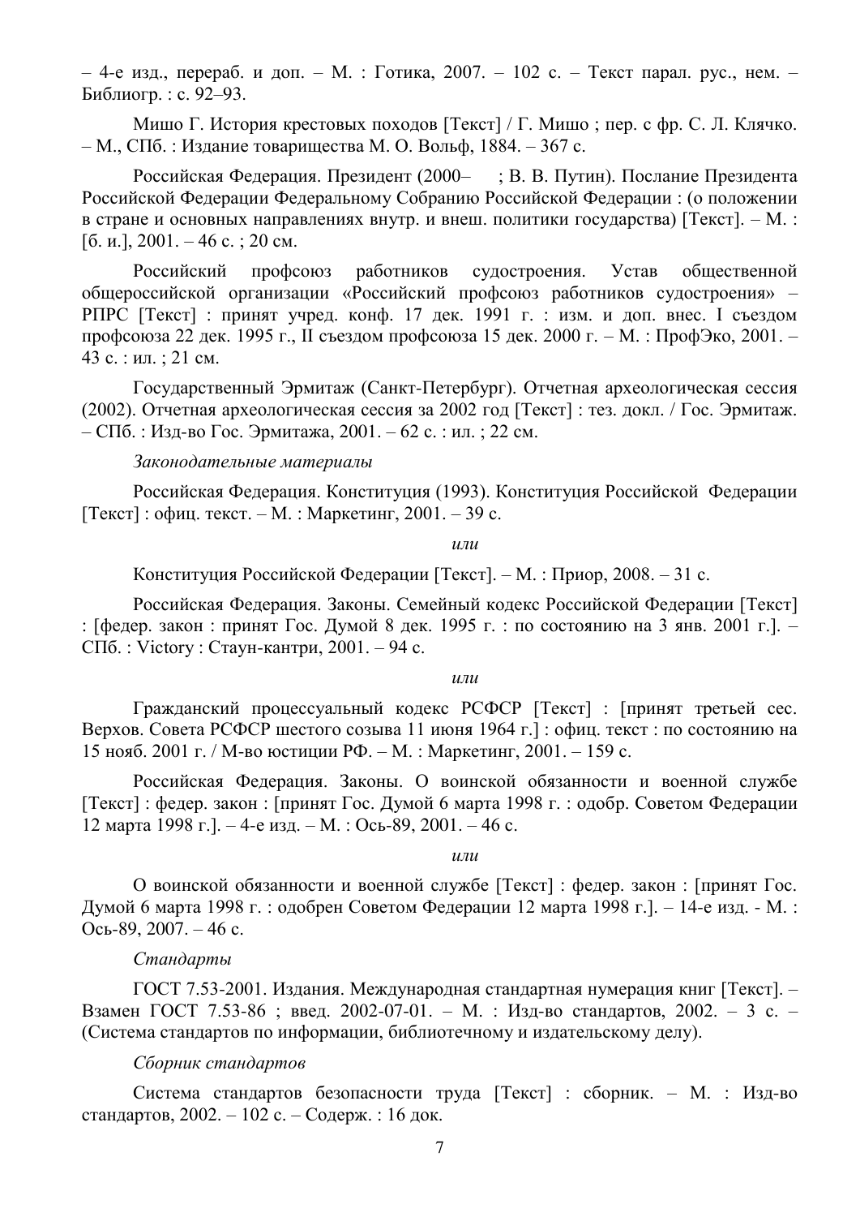– 4-е изд., перераб. и доп. – М. : Готика, 2007. – 102 с. – Текст парал. рус., нем. – Библиогр. : с. 92–93.

Мишо Г. История крестовых походов [Текст] / Г. Мишо ; пер. с фр. С. Л. Клячко. – М., СПб. : Издание товарищества М. О. Вольф, 1884. – 367 с.

Российская Федерация. Президент (2000– ; В. В. Путин). Послание Президента Российской Федерации Федеральному Собранию Российской Федерации : (о положении в стране и основных направлениях внутр. и внеш. политики государства) [Текст]. – М. : [б. и.], 2001. – 46 с. ; 20 см.

Российский профсоюз работников судостроения. Устав общественной общероссийской организации «Российский профсоюз работников судостроения» – РПРС [Текст] : принят учред. конф. 17 дек. 1991 г. : изм. и доп. внес. I съездом профсоюза 22 дек. 1995 г., II съездом профсоюза 15 дек. 2000 г. – М. : ПрофЭко, 2001. – 43 с. : ил. ; 21 см.

Государственный Эрмитаж (Санкт-Петербург). Отчетная археологическая сессия (2002). Отчетная археологическая сессия за 2002 год [Текст] : тез. докл. / Гос. Эрмитаж. – СПб. : Изд-во Гос. Эрмитажа, 2001. – 62 с. : ил. ; 22 см.

*Законодательные материалы*

Российская Федерация. Конституция (1993). Конституция Российской Федерации [Текст] : офиц. текст. – М. : Маркетинг, 2001. – 39 с.

*или*

Конституция Российской Федерации [Текст]. – М. : Приор, 2008. – 31 с.

Российская Федерация. Законы. Семейный кодекс Российской Федерации [Текст] : [федер. закон : принят Гос. Думой 8 дек. 1995 г. : по состоянию на 3 янв. 2001 г.]. – СПб. : Victory : Стаун-кантри, 2001. – 94 с.

*или*

Гражданский процессуальный кодекс РСФСР [Текст] : [принят третьей сес. Верхов. Совета РСФСР шестого созыва 11 июня 1964 г.] : офиц. текст : по состоянию на 15 нояб. 2001 г. / М-во юстиции РФ. – М. : Маркетинг, 2001. – 159 с.

Российская Федерация. Законы. О воинской обязанности и военной службе [Текст] : федер. закон : [принят Гос. Думой 6 марта 1998 г. : одобр. Советом Федерации 12 марта 1998 г.]. – 4-е изд. – М. : Ось-89, 2001. – 46 с.

*или*

О воинской обязанности и военной службе [Текст] : федер. закон : [принят Гос. Думой 6 марта 1998 г. : одобрен Советом Федерации 12 марта 1998 г.]. – 14-е изд. - М. : Ось-89, 2007. – 46 с.

*Стандарты*

ГОСТ 7.53-2001. Издания. Международная стандартная нумерация книг [Текст]. – Взамен ГОСТ 7.53-86 ; введ. 2002-07-01. – М. : Изд-во стандартов, 2002. – 3 с. – (Система стандартов по информации, библиотечному и издательскому делу).

*Сборник стандартов*

Система стандартов безопасности труда [Текст] : сборник. – М. : Изд-во стандартов, 2002. – 102 с. – Содерж. : 16 док.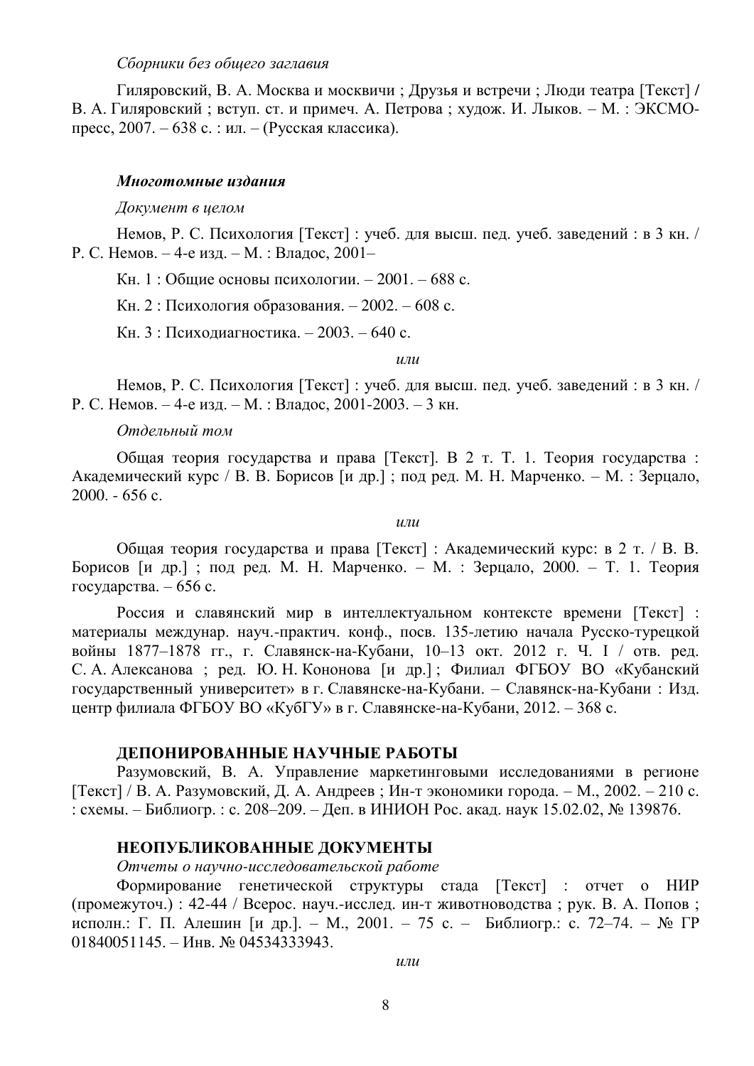*Сборники без общего заглавия*

Гиляровский, В. А. Москва и москвичи ; Друзья и встречи ; Люди театра [Текст] / В. А. Гиляровский ; вступ. ст. и примеч. А. Петрова ; худож. И. Лыков. – М. : ЭКСМО-пресс, 2007. – 638 с. : ил. – (Русская классика).

***Многотомные издания***

*Документ в целом*

Немов, Р. С. Психология [Текст] : учеб. для высш. пед. учеб. заведений : в 3 кн. / Р. С. Немов. – 4-е изд. – М. : Владос, 2001–

Кн. 1 : Общие основы психологии. – 2001. – 688 с.

Кн. 2 : Психология образования. – 2002. – 608 с.

Кн. 3 : Психодиагностика. – 2003. – 640 с.

*или*

Немов, Р. С. Психология [Текст] : учеб. для высш. пед. учеб. заведений : в 3 кн. / Р. С. Немов. – 4-е изд. – М. : Владос, 2001-2003. – 3 кн.

*Отдельный том*

Общая теория государства и права [Текст]. В 2 т. Т. 1. Теория государства : Академический курс / В. В. Борисов [и др.] ; под ред. М. Н. Марченко. – М. : Зерцало, 2000. - 656 с.

*или*

Общая теория государства и права [Текст] : Академический курс: в 2 т. / В. В. Борисов [и др.] ; под ред. М. Н. Марченко. – М. : Зерцало, 2000. – Т. 1. Теория государства. – 656 с.

Россия и славянский мир в интеллектуальном контексте времени [Текст] : материалы междунар. науч.-практич. конф., посв. 135-летию начала Русско-турецкой войны 1877–1878 гг., г. Славянск-на-Кубани, 10–13 окт. 2012 г. Ч. I / отв. ред. С. А. Алексанова ; ред. Ю. Н. Кононова [и др.] ; Филиал ФГБОУ ВО «Кубанский государственный университет» в г. Славянске-на-Кубани. – Славянск-на-Кубани : Изд. центр филиала ФГБОУ ВО «КубГУ» в г. Славянске-на-Кубани, 2012. – 368 с.

## ДЕПОНИРОВАННЫЕ НАУЧНЫЕ РАБОТЫ

Разумовский, В. А. Управление маркетинговыми исследованиями в регионе [Текст] / В. А. Разумовский, Д. А. Андреев ; Ин-т экономики города. – М., 2002. – 210 с. : схемы. – Библиогр. : с. 208–209. – Деп. в ИНИОН Рос. акад. наук 15.02.02, № 139876.

## НЕОПУБЛИКОВАННЫЕ ДОКУМЕНТЫ

*Отчеты о научно-исследовательской работе*

Формирование генетической структуры стада [Текст] : отчет о НИР (промежуточ.) : 42-44 / Всерос. науч.-исслед. ин-т животноводства ; рук. В. А. Попов ; исполн.: Г. П. Алешин [и др.]. – М., 2001. – 75 с. – Библиогр.: с. 72–74. – № ГР 01840051145. – Инв. № 04534333943.

*или*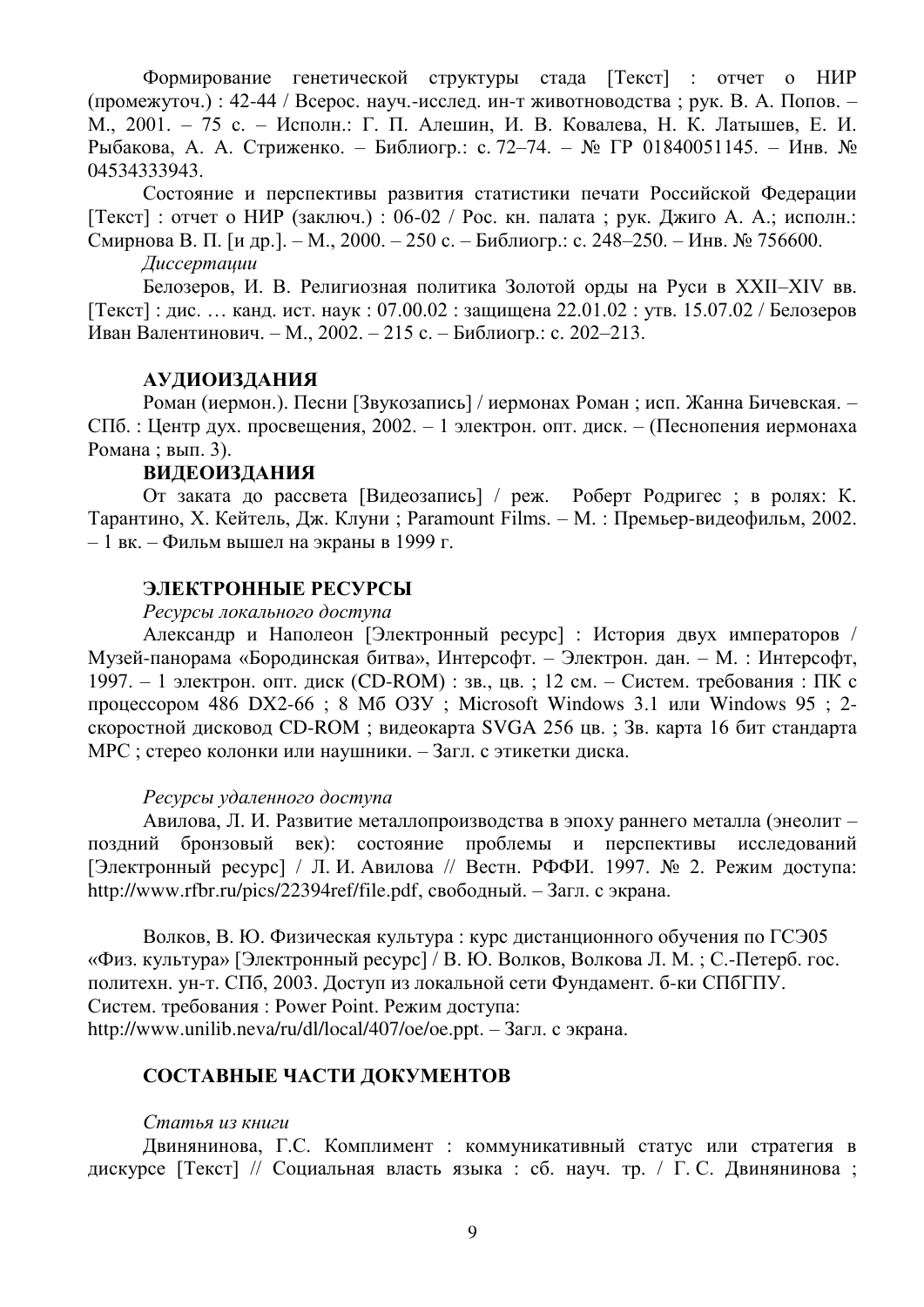Формирование генетической структуры стада [Текст] : отчет о НИР (промежуточ.) : 42-44 / Всерос. науч.-исслед. ин-т животноводства ; рук. В. А. Попов. – М., 2001. – 75 с. – Исполн.: Г. П. Алешин, И. В. Ковалева, Н. К. Латышев, Е. И. Рыбакова, А. А. Стриженко. – Библиогр.: с. 72–74. – № ГР 01840051145. – Инв. № 04534333943.

Состояние и перспективы развития статистики печати Российской Федерации [Текст] : отчет о НИР (заключ.) : 06-02 / Рос. кн. палата ; рук. Джиго А. А.; исполн.: Смирнова В. П. [и др.]. – М., 2000. – 250 с. – Библиогр.: с. 248–250. – Инв. № 756600.

*Диссертации*

Белозеров, И. В. Религиозная политика Золотой орды на Руси в XXII–XIV вв. [Текст] : дис. … канд. ист. наук : 07.00.02 : защищена 22.01.02 : утв. 15.07.02 / Белозеров Иван Валентинович. – М., 2002. – 215 с. – Библиогр.: с. 202–213.

**АУДИОИЗДАНИЯ**

Роман (иермон.). Песни [Звукозапись] / иермонах Роман ; исп. Жанна Бичевская. – СПб. : Центр дух. просвещения, 2002. – 1 электрон. опт. диск. – (Песнопения иермонаха Романа ; вып. 3).

**ВИДЕОИЗДАНИЯ**

От заката до рассвета [Видеозапись] / реж. Роберт Родригес ; в ролях: К. Тарантино, Х. Кейтель, Дж. Клуни ; Paramount Films. – М. : Премьер-видеофильм, 2002. – 1 вк. – Фильм вышел на экраны в 1999 г.

**ЭЛЕКТРОННЫЕ РЕСУРСЫ**

*Ресурсы локального доступа*

Александр и Наполеон [Электронный ресурс] : История двух императоров / Музей-панорама «Бородинская битва», Интерсофт. – Электрон. дан. – М. : Интерсофт, 1997. – 1 электрон. опт. диск (CD-ROM) : зв., цв. ; 12 см. – Систем. требования : ПК с процессором 486 DX2-66 ; 8 Мб ОЗУ ; Microsoft Windows 3.1 или Windows 95 ; 2-скоростной дисковод CD-ROM ; видеокарта SVGA 256 цв. ; Зв. карта 16 бит стандарта MPC ; стерео колонки или наушники. – Загл. с этикетки диска.

*Ресурсы удаленного доступа*

Авилова, Л. И. Развитие металлопроизводства в эпоху раннего металла (энеолит – поздний бронзовый век): состояние проблемы и перспективы исследований [Электронный ресурс] / Л. И. Авилова // Вестн. РФФИ. 1997. № 2. Режим доступа: http://www.rfbr.ru/pics/22394ref/file.pdf, свободный. – Загл. с экрана.

Волков, В. Ю. Физическая культура : курс дистанционного обучения по ГСЭ05 «Физ. культура» [Электронный ресурс] / В. Ю. Волков, Волкова Л. М. ; С.-Петерб. гос. политехн. ун-т. СПб, 2003. Доступ из локальной сети Фундамент. б-ки СПбГПУ. Систем. требования : Power Point. Режим доступа: http://www.unilib.neva/ru/dl/local/407/oe/oe.ppt. – Загл. с экрана.

**СОСТАВНЫЕ ЧАСТИ ДОКУМЕНТОВ**

*Статья из книги*

Двинянинова, Г.С. Комплимент : коммуникативный статус или стратегия в дискурсе [Текст] // Социальная власть языка : сб. науч. тр. / Г. С. Двинянинова ;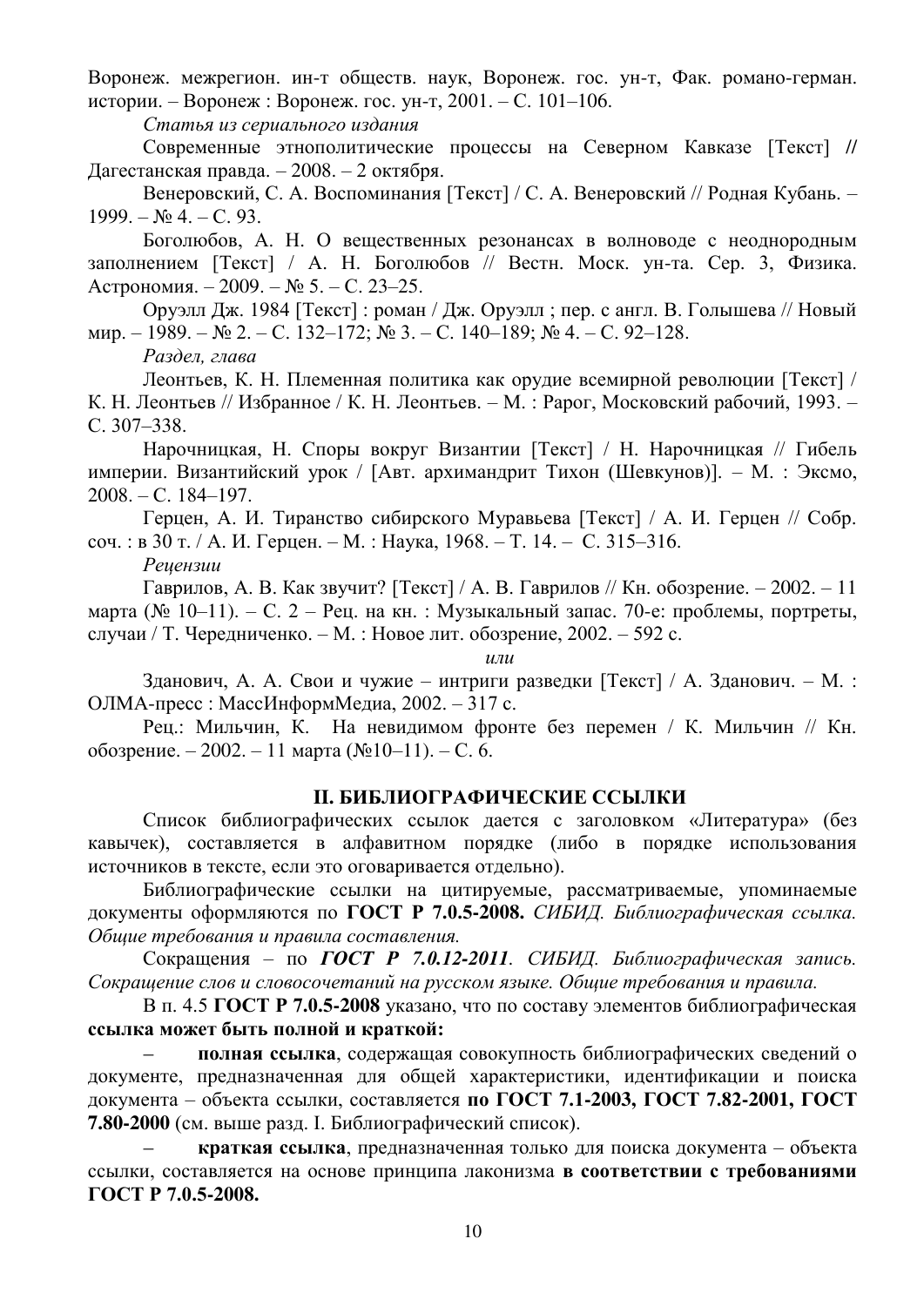Воронеж. межрегион. ин-т обществ. наук, Воронеж. гос. ун-т, Фак. романо-герман. истории. – Воронеж : Воронеж. гос. ун-т, 2001. – С. 101–106.

*Статья из сериального издания*

Современные этнополитические процессы на Северном Кавказе [Текст] // Дагестанская правда. – 2008. – 2 октября.

Венеровский, С. А. Воспоминания [Текст] / С. А. Венеровский // Родная Кубань. – 1999. – № 4. – С. 93.

Боголюбов, А. Н. О вещественных резонансах в волноводе с неоднородным заполнением [Текст] / А. Н. Боголюбов // Вестн. Моск. ун-та. Сер. 3, Физика. Астрономия. – 2009. – № 5. – С. 23–25.

Оруэлл Дж. 1984 [Текст] : роман / Дж. Оруэлл ; пер. с англ. В. Голышева // Новый мир. – 1989. – № 2. – С. 132–172; № 3. – С. 140–189; № 4. – С. 92–128.

*Раздел, глава*

Леонтьев, К. Н. Племенная политика как орудие всемирной революции [Текст] / К. Н. Леонтьев // Избранное / К. Н. Леонтьев. – М. : Рарог, Московский рабочий, 1993. – С. 307–338.

Нарочницкая, Н. Споры вокруг Византии [Текст] / Н. Нарочницкая // Гибель империи. Византийский урок / [Авт. архимандрит Тихон (Шевкунов)]. – М. : Эксмо, 2008. – С. 184–197.

Герцен, А. И. Тиранство сибирского Муравьева [Текст] / А. И. Герцен // Собр. соч. : в 30 т. / А. И. Герцен. – М. : Наука, 1968. – Т. 14. – С. 315–316.

*Рецензии*

Гаврилов, А. В. Как звучит? [Текст] / А. В. Гаврилов // Кн. обозрение. – 2002. – 11 марта (№ 10–11). – С. 2 – Рец. на кн. : Музыкальный запас. 70-е: проблемы, портреты, случаи / Т. Чередниченко. – М. : Новое лит. обозрение, 2002. – 592 с.

*или*

Зданович, А. А. Свои и чужие – интриги разведки [Текст] / А. Зданович. – М. : ОЛМА-пресс : МассИнформМедиа, 2002. – 317 с.

Рец.: Мильчин, К. На невидимом фронте без перемен / К. Мильчин // Кн. обозрение. – 2002. – 11 марта (№10–11). – С. 6.

## II. БИБЛИОГРАФИЧЕСКИЕ ССЫЛКИ

Список библиографических ссылок дается с заголовком «Литература» (без кавычек), составляется в алфавитном порядке (либо в порядке использования источников в тексте, если это оговаривается отдельно).

Библиографические ссылки на цитируемые, рассматриваемые, упоминаемые документы оформляются по **ГОСТ Р 7.0.5-2008.** *СИБИД. Библиографическая ссылка. Общие требования и правила составления.*

Сокращения – по ***ГОСТ Р 7.0.12-2011***. *СИБИД. Библиографическая запись. Сокращение слов и словосочетаний на русском языке. Общие требования и правила.*

В п. 4.5 **ГОСТ Р 7.0.5-2008** указано, что по составу элементов библиографическая **ссылка может быть полной и краткой:**

– **полная ссылка**, содержащая совокупность библиографических сведений о документе, предназначенная для общей характеристики, идентификации и поиска документа – объекта ссылки, составляется **по ГОСТ 7.1-2003, ГОСТ 7.82-2001, ГОСТ 7.80-2000** (см. выше разд. I. Библиографический список).

– **краткая ссылка**, предназначенная только для поиска документа – объекта ссылки, составляется на основе принципа лаконизма **в соответствии с требованиями ГОСТ Р 7.0.5-2008.**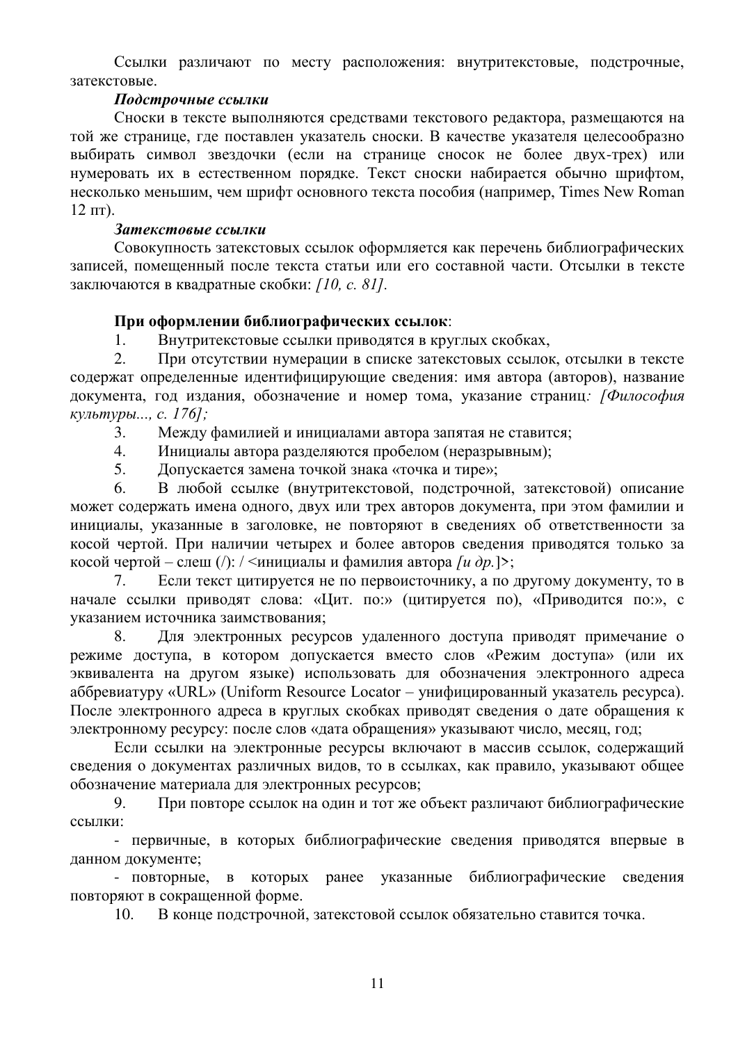Ссылки различают по месту расположения: внутритекстовые, подстрочные, затекстовые.

***Подстрочные ссылки***

Сноски в тексте выполняются средствами текстового редактора, размещаются на той же странице, где поставлен указатель сноски. В качестве указателя целесообразно выбирать символ звездочки (если на странице сносок не более двух-трех) или нумеровать их в естественном порядке. Текст сноски набирается обычно шрифтом, несколько меньшим, чем шрифт основного текста пособия (например, Times New Roman 12 пт).

***Затекстовые ссылки***

Совокупность затекстовых ссылок оформляется как перечень библиографических записей, помещенный после текста статьи или его составной части. Отсылки в тексте заключаются в квадратные скобки: *[10, с. 81].*

**При оформлении библиографических ссылок**:

1. Внутритекстовые ссылки приводятся в круглых скобках,
2. При отсутствии нумерации в списке затекстовых ссылок, отсылки в тексте содержат определенные идентифицирующие сведения: имя автора (авторов), название документа, год издания, обозначение и номер тома, указание страниц*: [Философия культуры..., с. 176];*
3. Между фамилией и инициалами автора запятая не ставится;
4. Инициалы автора разделяются пробелом (неразрывным);
5. Допускается замена точкой знака «точка и тире»;
6. В любой ссылке (внутритекстовой, подстрочной, затекстовой) описание может содержать имена одного, двух или трех авторов документа, при этом фамилии и инициалы, указанные в заголовке, не повторяют в сведениях об ответственности за косой чертой. При наличии четырех и более авторов сведения приводятся только за косой чертой – слеш (/): / <инициалы и фамилия автора *[и др.*]>;
7. Если текст цитируется не по первоисточнику, а по другому документу, то в начале ссылки приводят слова: «Цит. по:» (цитируется по), «Приводится по:», с указанием источника заимствования;
8. Для электронных ресурсов удаленного доступа приводят примечание о режиме доступа, в котором допускается вместо слов «Режим доступа» (или их эквивалента на другом языке) использовать для обозначения электронного адреса аббревиатуру «URL» (Uniform Resource Locator – унифицированный указатель ресурса). После электронного адреса в круглых скобках приводят сведения о дате обращения к электронному ресурсу: после слов «дата обращения» указывают число, месяц, год;

   Если ссылки на электронные ресурсы включают в массив ссылок, содержащий сведения о документах различных видов, то в ссылках, как правило, указывают общее обозначение материала для электронных ресурсов;
9. При повторе ссылок на один и тот же объект различают библиографические ссылки:
   - первичные, в которых библиографические сведения приводятся впервые в данном документе;
   - повторные, в которых ранее указанные библиографические сведения повторяют в сокращенной форме.
10. В конце подстрочной, затекстовой ссылок обязательно ставится точка.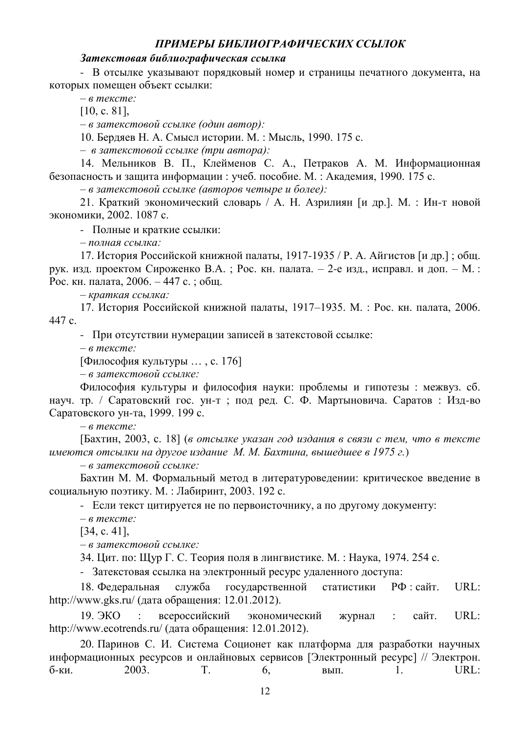***ПРИМЕРЫ БИБЛИОГРАФИЧЕСКИХ ССЫЛОК***

***Затекстовая библиографическая ссылка***

- В отсылке указывают порядковый номер и страницы печатного документа, на которых помещен объект ссылки:

*– в тексте:*

[10, с. 81],

*– в затекстовой ссылке (один автор):*

10. Бердяев Н. А. Смысл истории. М. : Мысль, 1990. 175 с.

*– в затекстовой ссылке (три автора):*

14. Мельников В. П., Клейменов С. А., Петраков А. М. Информационная безопасность и защита информации : учеб. пособие. М. : Академия, 1990. 175 с.

*– в затекстовой ссылке (авторов четыре и более):*

21. Краткий экономический словарь / А. Н. Азрилиян [и др.]. М. : Ин-т новой экономики, 2002. 1087 с.

- Полные и краткие ссылки:

*– полная ссылка:*

17. История Российской книжной палаты, 1917-1935 / Р. А. Айгистов [и др.] ; общ. рук. изд. проектом Сироженко В.А. ; Рос. кн. палата. – 2-е изд., исправл. и доп. – М. : Рос. кн. палата, 2006. – 447 с. ; общ.

*– краткая ссылка:*

17. История Российской книжной палаты, 1917–1935. М. : Рос. кн. палата, 2006. 447 с.

- При отсутствии нумерации записей в затекстовой ссылке:

*– в тексте:*

[Философия культуры … , с. 176]

*– в затекстовой ссылке:*

Философия культуры и философия науки: проблемы и гипотезы : межвуз. сб. науч. тр. / Саратовский гос. ун-т ; под ред. С. Ф. Мартыновича. Саратов : Изд-во Саратовского ун-та, 1999. 199 с.

*– в тексте:*

[Бахтин, 2003, с. 18] (*в отсылке указан год издания в связи с тем, что в тексте имеются отсылки на другое издание М. М. Бахтина, вышедшее в 1975 г.*)

*– в затекстовой ссылке:*

Бахтин М. М. Формальный метод в литературоведении: критическое введение в социальную поэтику. М. : Лабиринт, 2003. 192 с.

- Если текст цитируется не по первоисточнику, а по другому документу:

*– в тексте:*

[34, с. 41],

*– в затекстовой ссылке:*

34. Цит. по: Щур Г. С. Теория поля в лингвистике. М. : Наука, 1974. 254 с.

- Затекстовая ссылка на электронный ресурс удаленного доступа:

18. Федеральная служба государственной статистики РФ : сайт. URL: http://www.gks.ru/ (дата обращения: 12.01.2012).

19. ЭКО : всероссийский экономический журнал : сайт. URL: http://www.ecotrends.ru/ (дата обращения: 12.01.2012).

20. Паринов С. И. Система Соционет как платформа для разработки научных информационных ресурсов и онлайновых сервисов [Электронный ресурс] // Электрон. б-ки. 2003. Т. 6, вып. 1. URL: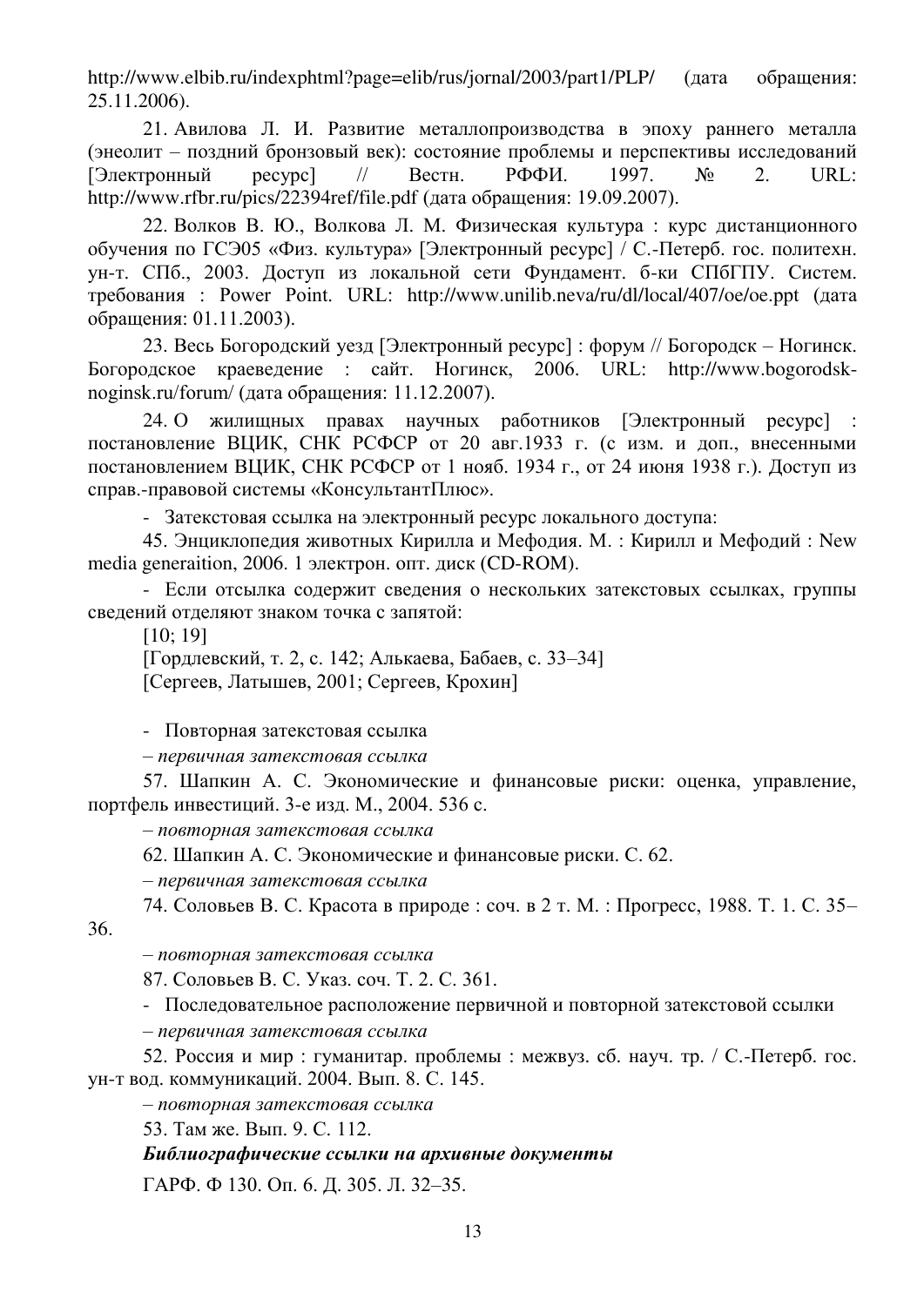http://www.elbib.ru/indexphtml?page=elib/rus/jornal/2003/part1/PLP/ (дата обращения: 25.11.2006).

21. Авилова Л. И. Развитие металлопроизводства в эпоху раннего металла (энеолит – поздний бронзовый век): состояние проблемы и перспективы исследований [Электронный ресурс] // Вестн. РФФИ. 1997. № 2. URL: http://www.rfbr.ru/pics/22394ref/file.pdf (дата обращения: 19.09.2007).

22. Волков В. Ю., Волкова Л. М. Физическая культура : курс дистанционного обучения по ГСЭ05 «Физ. культура» [Электронный ресурс] / С.-Петерб. гос. политехн. ун-т. СПб., 2003. Доступ из локальной сети Фундамент. б-ки СПбГПУ. Систем. требования : Power Point. URL: http://www.unilib.neva/ru/dl/local/407/oe/oe.ppt (дата обращения: 01.11.2003).

23. Весь Богородский уезд [Электронный ресурс] : форум // Богородск – Ногинск. Богородское краеведение : сайт. Ногинск, 2006. URL: http://www.bogorodsk-noginsk.ru/forum/ (дата обращения: 11.12.2007).

24. О жилищных правах научных работников [Электронный ресурс] : постановление ВЦИК, СНК РСФСР от 20 авг.1933 г. (с изм. и доп., внесенными постановлением ВЦИК, СНК РСФСР от 1 нояб. 1934 г., от 24 июня 1938 г.). Доступ из справ.-правовой системы «КонсультантПлюс».

- Затекстовая ссылка на электронный ресурс локального доступа:

45. Энциклопедия животных Кирилла и Мефодия. М. : Кирилл и Мефодий : New media generaition, 2006. 1 электрон. опт. диск (CD-ROM).

- Если отсылка содержит сведения о нескольких затекстовых ссылках, группы сведений отделяют знаком точка с запятой:

[10; 19]

[Гордлевский, т. 2, с. 142; Алькаева, Бабаев, с. 33–34]

[Сергеев, Латышев, 2001; Сергеев, Крохин]

- Повторная затекстовая ссылка

*– первичная затекстовая ссылка*

57. Шапкин А. С. Экономические и финансовые риски: оценка, управление, портфель инвестиций. 3-е изд. М., 2004. 536 с.

*– повторная затекстовая ссылка*

62. Шапкин А. С. Экономические и финансовые риски. С. 62.

*– первичная затекстовая ссылка*

74. Соловьев В. С. Красота в природе : соч. в 2 т. М. : Прогресс, 1988. Т. 1. С. 35–36.

*– повторная затекстовая ссылка*

87. Соловьев В. С. Указ. соч. Т. 2. С. 361.

- Последовательное расположение первичной и повторной затекстовой ссылки

*– первичная затекстовая ссылка*

52. Россия и мир : гуманитар. проблемы : межвуз. сб. науч. тр. / С.-Петерб. гос. ун-т вод. коммуникаций. 2004. Вып. 8. С. 145.

*– повторная затекстовая ссылка*

53. Там же. Вып. 9. С. 112.

***Библиографические ссылки на архивные документы***

ГАРФ. Ф 130. Оп. 6. Д. 305. Л. 32–35.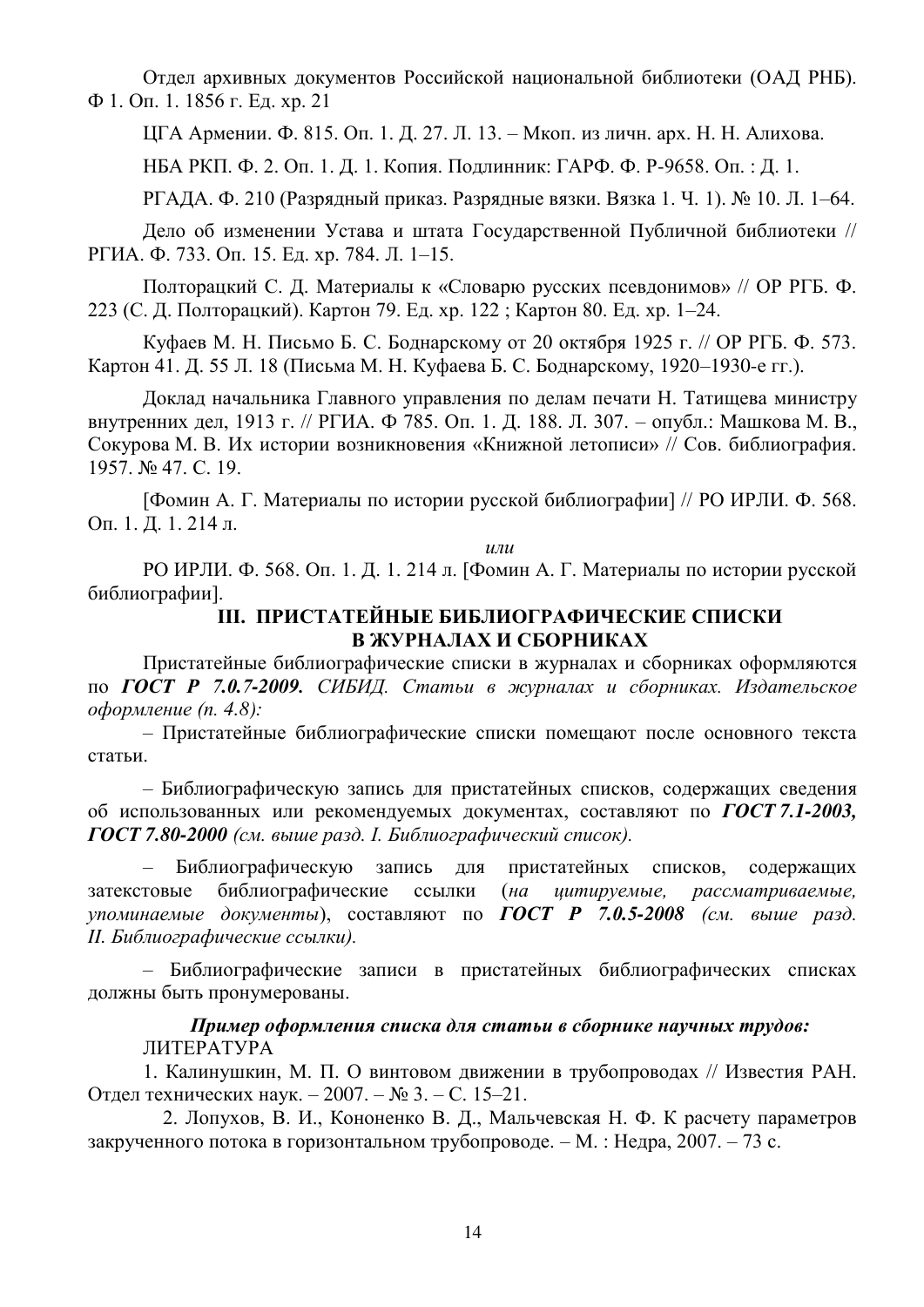Отдел архивных документов Российской национальной библиотеки (ОАД РНБ). Ф 1. Оп. 1. 1856 г. Ед. хр. 21

ЦГА Армении. Ф. 815. Оп. 1. Д. 27. Л. 13. – Мкоп. из личн. арх. Н. Н. Алихова.

НБА РКП. Ф. 2. Оп. 1. Д. 1. Копия. Подлинник: ГАРФ. Ф. Р-9658. Оп. : Д. 1.

РГАДА. Ф. 210 (Разрядный приказ. Разрядные вязки. Вязка 1. Ч. 1). № 10. Л. 1–64.

Дело об изменении Устава и штата Государственной Публичной библиотеки // РГИА. Ф. 733. Оп. 15. Ед. хр. 784. Л. 1–15.

Полторацкий С. Д. Материалы к «Словарю русских псевдонимов» // ОР РГБ. Ф. 223 (С. Д. Полторацкий). Картон 79. Ед. хр. 122 ; Картон 80. Ед. хр. 1–24.

Куфаев М. Н. Письмо Б. С. Боднарскому от 20 октября 1925 г. // ОР РГБ. Ф. 573. Картон 41. Д. 55 Л. 18 (Письма М. Н. Куфаева Б. С. Боднарскому, 1920–1930-е гг.).

Доклад начальника Главного управления по делам печати Н. Татищева министру внутренних дел, 1913 г. // РГИА. Ф 785. Оп. 1. Д. 188. Л. 307. – опубл.: Машкова М. В., Сокурова М. В. Их истории возникновения «Книжной летописи» // Сов. библиография. 1957. № 47. С. 19.

[Фомин А. Г. Материалы по истории русской библиографии] // РО ИРЛИ. Ф. 568. Оп. 1. Д. 1. 214 л.

*или*

РО ИРЛИ. Ф. 568. Оп. 1. Д. 1. 214 л. [Фомин А. Г. Материалы по истории русской библиографии].

## III. ПРИСТАТЕЙНЫЕ БИБЛИОГРАФИЧЕСКИЕ СПИСКИ В ЖУРНАЛАХ И СБОРНИКАХ

Пристатейные библиографические списки в журналах и сборниках оформляются по ***ГОСТ Р 7.0.7-2009.*** *СИБИД. Статьи в журналах и сборниках. Издательское оформление (п. 4.8):*

– Пристатейные библиографические списки помещают после основного текста статьи.

– Библиографическую запись для пристатейных списков, содержащих сведения об использованных или рекомендуемых документах, составляют по ***ГОСТ 7.1-2003, ГОСТ 7.80-2000*** *(см. выше разд. I. Библиографический список).*

– Библиографическую запись для пристатейных списков, содержащих затекстовые библиографические ссылки (*на цитируемые, рассматриваемые, упоминаемые документы*), составляют по ***ГОСТ Р 7.0.5-2008*** *(см. выше разд. II. Библиографические ссылки).*

– Библиографические записи в пристатейных библиографических списках должны быть пронумерованы.

***Пример оформления списка для статьи в сборнике научных трудов:***

ЛИТЕРАТУРА

1. Калинушкин, М. П. О винтовом движении в трубопроводах // Известия РАН. Отдел технических наук. – 2007. – № 3. – С. 15–21.

2. Лопухов, В. И., Кононенко В. Д., Мальчевская Н. Ф. К расчету параметров закрученного потока в горизонтальном трубопроводе. – М. : Недра, 2007. – 73 с.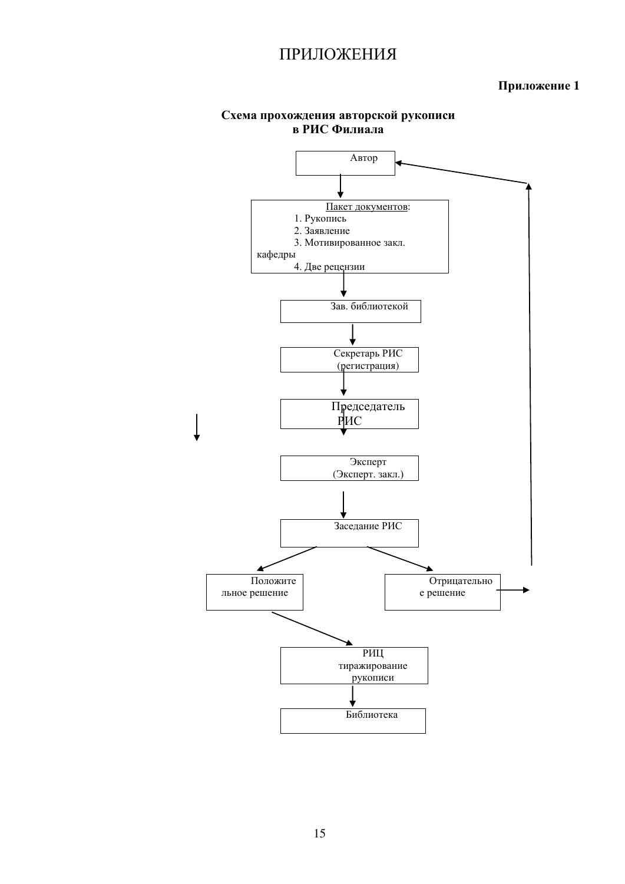# ПРИЛОЖЕНИЯ

**Приложение 1**

**Схема прохождения авторской рукописи в РИС Филиала**

Автор

Пакет документов:
1. Рукопись
2. Заявление
3. Мотивированное закл. кафедры
4. Две рецензии

Зав. библиотекой

Секретарь РИС (регистрация)

Председатель РИС

Эксперт (Эксперт. закл.)

Заседание РИС

Положительное решение

Отрицательное решение

РИЦ тиражирование рукописи

Библиотека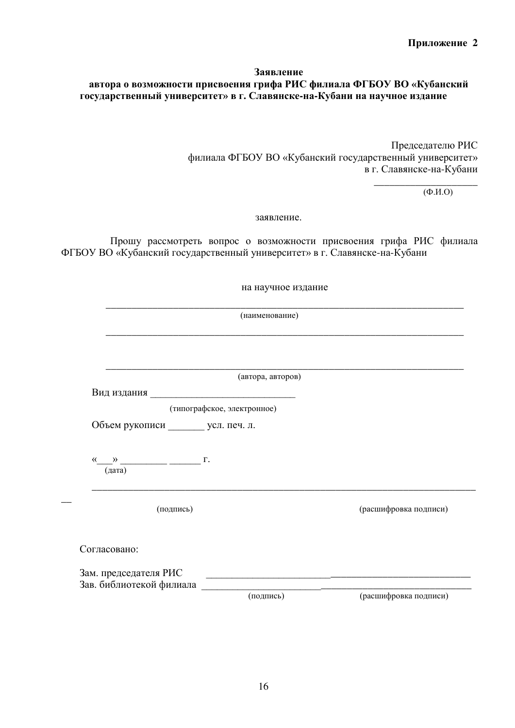**Приложение 2**

**Заявление**
**автора о возможности присвоения грифа РИС филиала ФГБОУ ВО «Кубанский государственный университет» в г. Славянске-на-Кубани на научное издание**

Председателю РИС
филиала ФГБОУ ВО «Кубанский государственный университет»
в г. Славянске-на-Кубани

____________________
(Ф.И.О)

заявление.

Прошу рассмотреть вопрос о возможности присвоения грифа РИС филиала ФГБОУ ВО «Кубанский государственный университет» в г. Славянске-на-Кубани

на научное издание

___________________________________________________________________________
(наименование)

___________________________________________________________________________

___________________________________________________________________________
(автора, авторов)

Вид издания ____________________________
(типографское, электронное)

Объем рукописи _______ усл. печ. л.

«___» _________ ______ г.
(дата)

_____________________________________________________________________________
(подпись) (расшифровка подписи)

Согласовано:

Зам. председателя РИС ________________________________________________________
Зав. библиотекой филиала ________________________________________________________
(подпись) (расшифровка подписи)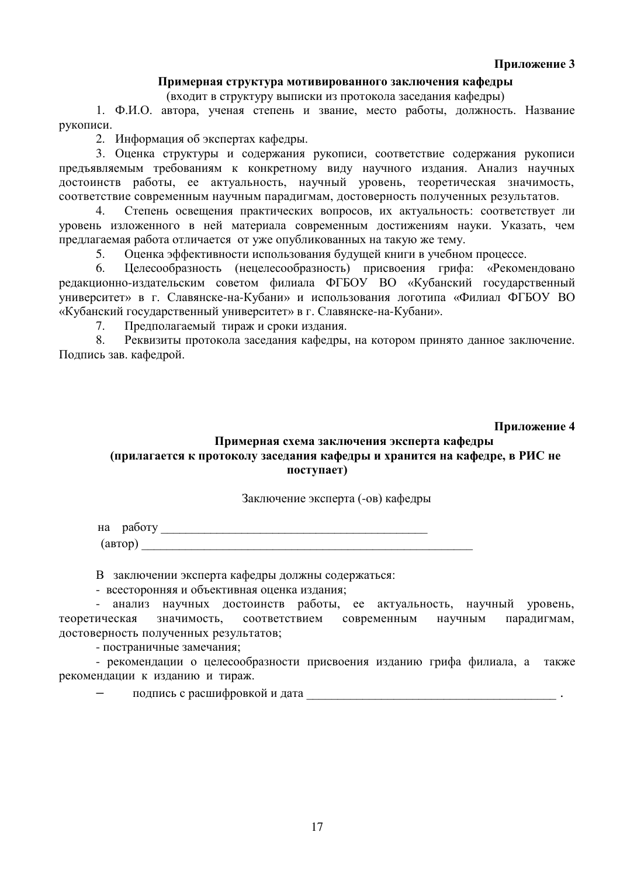**Приложение 3**

**Примерная структура мотивированного заключения кафедры**

(входит в структуру выписки из протокола заседания кафедры)

1. Ф.И.О. автора, ученая степень и звание, место работы, должность. Название рукописи.
2. Информация об экспертах кафедры.
3. Оценка структуры и содержания рукописи, соответствие содержания рукописи предъявляемым требованиям к конкретному виду научного издания. Анализ научных достоинств работы, ее актуальность, научный уровень, теоретическая значимость, соответствие современным научным парадигмам, достоверность полученных результатов.
4. Степень освещения практических вопросов, их актуальность: соответствует ли уровень изложенного в ней материала современным достижениям науки. Указать, чем предлагаемая работа отличается от уже опубликованных на такую же тему.
5. Оценка эффективности использования будущей книги в учебном процессе.
6. Целесообразность (нецелесообразность) присвоения грифа: «Рекомендовано редакционно-издательским советом филиала ФГБОУ ВО «Кубанский государственный университет» в г. Славянске-на-Кубани» и использования логотипа «Филиал ФГБОУ ВО «Кубанский государственный университет» в г. Славянске-на-Кубани».
7. Предполагаемый тираж и сроки издания.
8. Реквизиты протокола заседания кафедры, на котором принято данное заключение. Подпись зав. кафедрой.

**Приложение 4**

**Примерная схема заключения эксперта кафедры**
**(прилагается к протоколу заседания кафедры и хранится на кафедре, в РИС не поступает)**

Заключение эксперта (-ов) кафедры

на работу ____________________________________________

(автор) ________________________________________________________

В заключении эксперта кафедры должны содержаться:

- всесторонняя и объективная оценка издания;
- анализ научных достоинств работы, ее актуальность, научный уровень, теоретическая значимость, соответствием современным научным парадигмам, достоверность полученных результатов;
- постраничные замечания;
- рекомендации о целесообразности присвоения изданию грифа филиала, а также рекомендации к изданию и тираж.
- подпись с расшифровкой и дата _________________________________________ .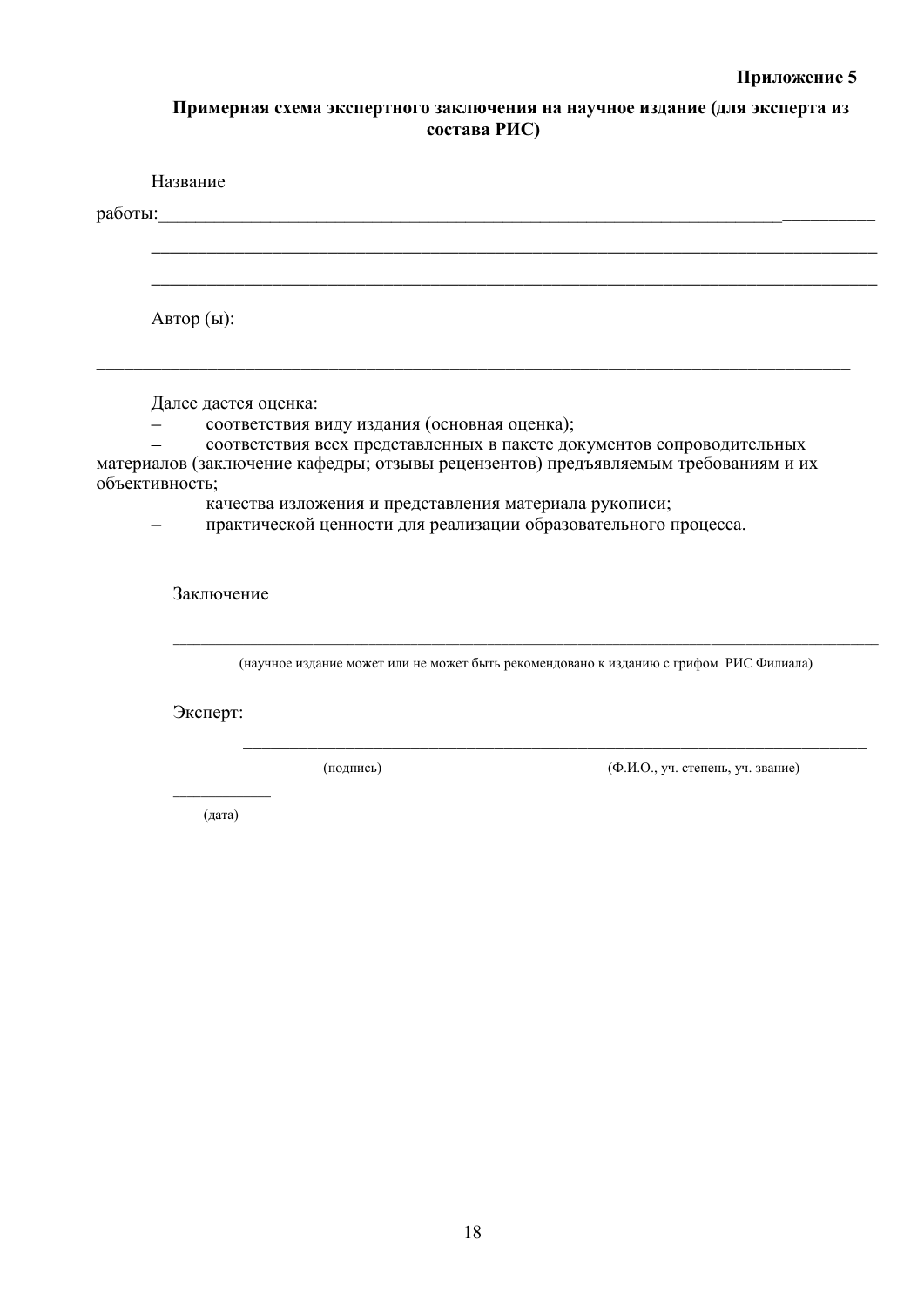**Приложение 5**

**Примерная схема экспертного заключения на научное издание (для эксперта из состава РИС)**

Название работы:_______________________________________________________________________

_______________________________________________________________________________

_______________________________________________________________________________

Автор (ы):

_______________________________________________________________________________

Далее дается оценка:

– соответствия виду издания (основная оценка);
– соответствия всех представленных в пакете документов сопроводительных материалов (заключение кафедры; отзывы рецензентов) предъявляемым требованиям и их объективность;
– качества изложения и представления материала рукописи;
– практической ценности для реализации образовательного процесса.

Заключение

_______________________________________________________________________________

(научное издание может или не может быть рекомендовано к изданию с грифом РИС Филиала)

Эксперт:

_______________________________________________________________________________

(подпись) (Ф.И.О., уч. степень, уч. звание)

____________

(дата)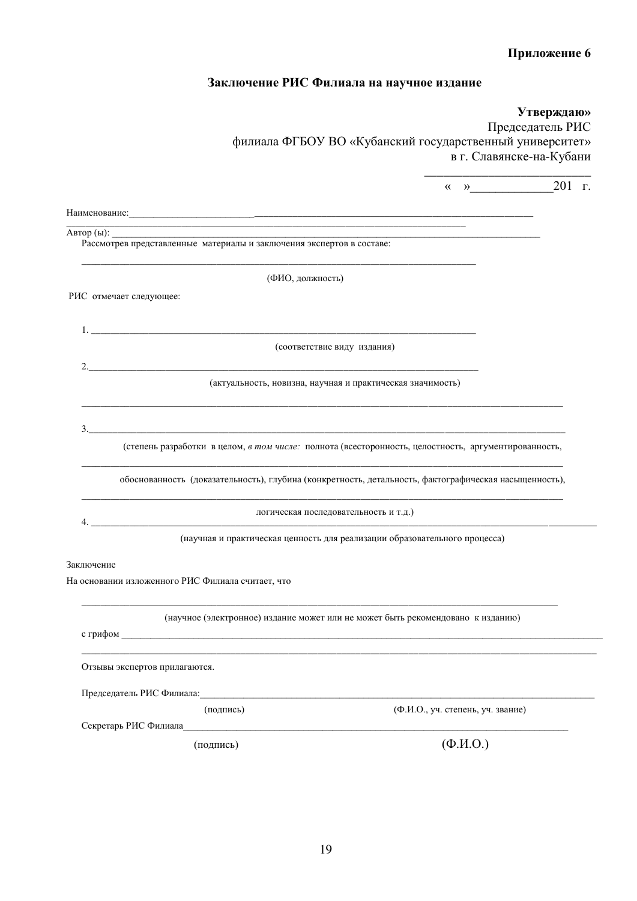**Приложение 6**

**Заключение РИС Филиала на научное издание**

**Утверждаю»**
Председатель РИС
филиала ФГБОУ ВО «Кубанский государственный университет»
в г. Славянске-на-Кубани

_________________________

« »____________201 г.

Наименование:______________________________________________________________________________

___________________________________________________________________________________

Автор (ы): ______________________________________________________________________________

Рассмотрев представленные материалы и заключения экспертов в составе:

___________________________________________________________________________________

(ФИО, должность)

РИС отмечает следующее:

1. ________________________________________________________________________________

(соответствие виду издания)

2.________________________________________________________________________________

(актуальность, новизна, научная и практическая значимость)

___________________________________________________________________________________

3.________________________________________________________________________________

(степень разработки в целом, *в том числе:* полнота (всесторонность, целостность, аргументированность,

___________________________________________________________________________________

обоснованность (доказательность), глубина (конкретность, детальность, фактографическая насыщенность),

___________________________________________________________________________________

логическая последовательность и т.д.)

4. ________________________________________________________________________________

(научная и практическая ценность для реализации образовательного процесса)

Заключение

На основании изложенного РИС Филиала считает, что

___________________________________________________________________________________

(научное (электронное) издание может или не может быть рекомендовано к изданию)

с грифом ___________________________________________________________________________

___________________________________________________________________________________

Отзывы экспертов прилагаются.

Председатель РИС Филиала:___________________________________________________________

(подпись) (Ф.И.О., уч. степень, уч. звание)

Секретарь РИС Филиала______________________________________________________________

(подпись) (Ф.И.О.)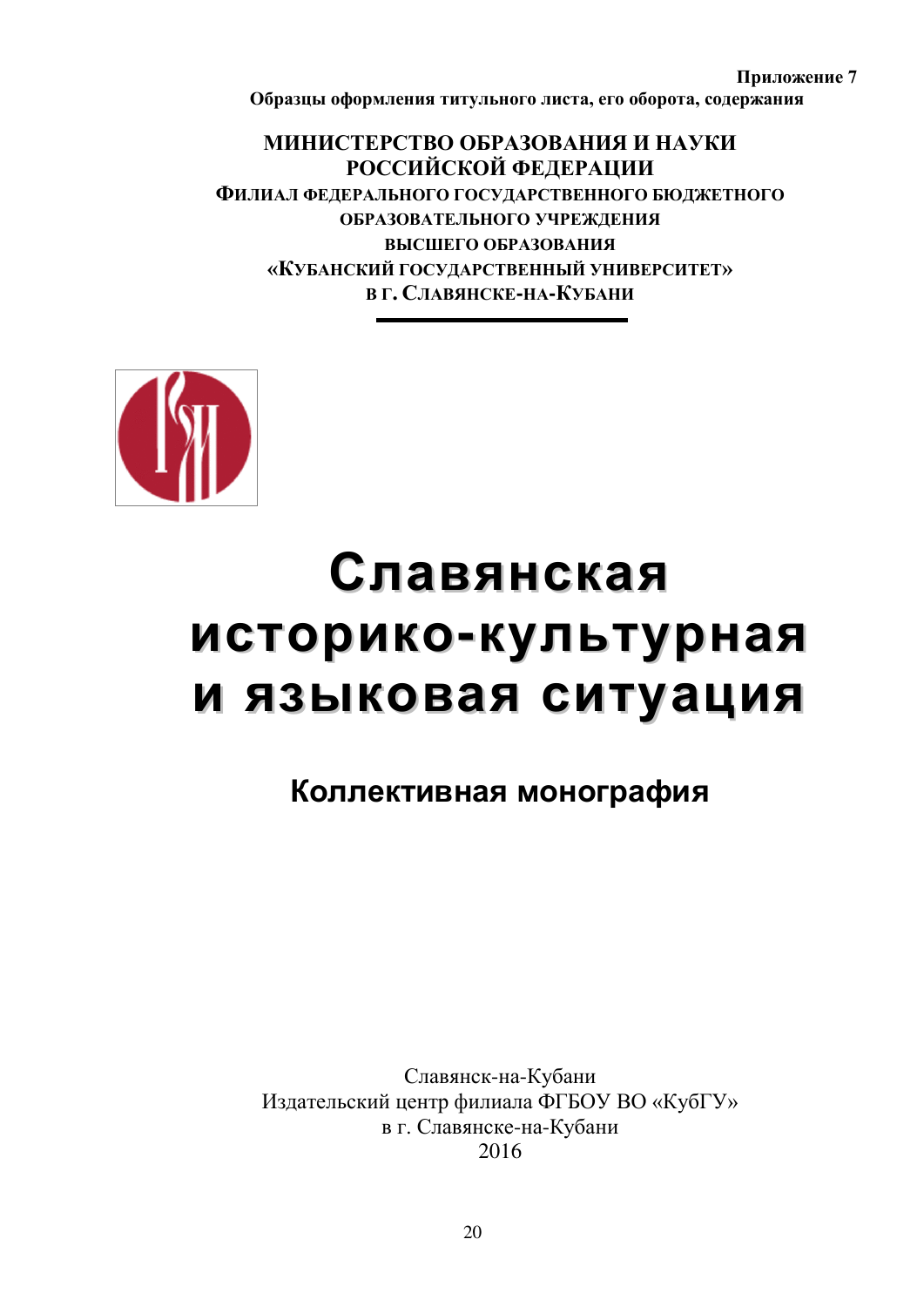**Приложение 7**

**Образцы оформления титульного листа, его оборота, содержания**

**МИНИСТЕРСТВО ОБРАЗОВАНИЯ И НАУКИ РОССИЙСКОЙ ФЕДЕРАЦИИ**

**ФИЛИАЛ ФЕДЕРАЛЬНОГО ГОСУДАРСТВЕННОГО БЮДЖЕТНОГО ОБРАЗОВАТЕЛЬНОГО УЧРЕЖДЕНИЯ ВЫСШЕГО ОБРАЗОВАНИЯ «КУБАНСКИЙ ГОСУДАРСТВЕННЫЙ УНИВЕРСИТЕТ» В Г. СЛАВЯНСКЕ-НА-КУБАНИ**

# Славянская историко-культурная и языковая ситуация

## Коллективная монография

Славянск-на-Кубани
Издательский центр филиала ФГБОУ ВО «КубГУ»
в г. Славянске-на-Кубани
2016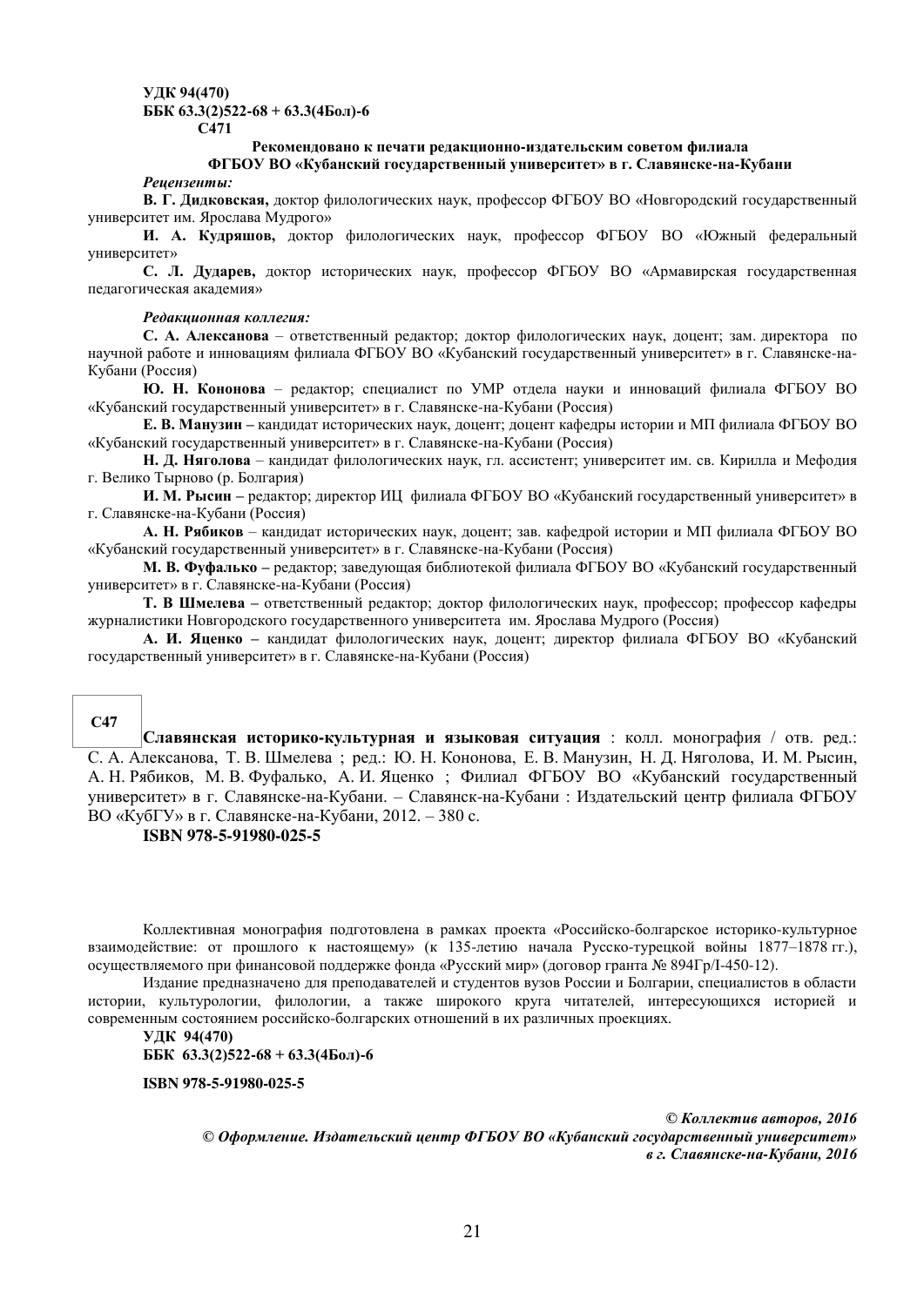**УДК 94(470)**
**ББК 63.3(2)522-68 + 63.3(4Бол)-6**
**С471**

**Рекомендовано к печати редакционно-издательским советом филиала ФГБОУ ВО «Кубанский государственный университет» в г. Славянске-на-Кубани**

***Рецензенты:***

**В. Г. Дидковская,** доктор филологических наук, профессор ФГБОУ ВО «Новгородский государственный университет им. Ярослава Мудрого»

**И. А. Кудряшов,** доктор филологических наук, профессор ФГБОУ ВО «Южный федеральный университет»

**С. Л. Дударев,** доктор исторических наук, профессор ФГБОУ ВО «Армавирская государственная педагогическая академия»

***Редакционная коллегия:***

**С. А. Алексанова** – ответственный редактор; доктор филологических наук, доцент; зам. директора по научной работе и инновациям филиала ФГБОУ ВО «Кубанский государственный университет» в г. Славянске-на-Кубани (Россия)

**Ю. Н. Кононова** – редактор; специалист по УМР отдела науки и инноваций филиала ФГБОУ ВО «Кубанский государственный университет» в г. Славянске-на-Кубани (Россия)

**Е. В. Манузин –** кандидат исторических наук, доцент; доцент кафедры истории и МП филиала ФГБОУ ВО «Кубанский государственный университет» в г. Славянске-на-Кубани (Россия)

**Н. Д. Няголова** – кандидат филологических наук, гл. ассистент; университет им. св. Кирилла и Мефодия г. Велико Тырново (р. Болгария)

**И. М. Рысин –** редактор; директор ИЦ филиала ФГБОУ ВО «Кубанский государственный университет» в г. Славянске-на-Кубани (Россия)

**А. Н. Рябиков** – кандидат исторических наук, доцент; зав. кафедрой истории и МП филиала ФГБОУ ВО «Кубанский государственный университет» в г. Славянске-на-Кубани (Россия)

**М. В. Фуфалько –** редактор; заведующая библиотекой филиала ФГБОУ ВО «Кубанский государственный университет» в г. Славянске-на-Кубани (Россия)

**Т. В Шмелева –** ответственный редактор; доктор филологических наук, профессор; профессор кафедры журналистики Новгородского государственного университета им. Ярослава Мудрого (Россия)

**А. И. Яценко –** кандидат филологических наук, доцент; директор филиала ФГБОУ ВО «Кубанский государственный университет» в г. Славянске-на-Кубани (Россия)

**С47**

**Славянская историко-культурная и языковая ситуация** : колл. монография / отв. ред.: С. А. Алексанова, Т. В. Шмелева ; ред.: Ю. Н. Кононова, Е. В. Манузин, Н. Д. Няголова, И. М. Рысин, А. Н. Рябиков, М. В. Фуфалько, А. И. Яценко ; Филиал ФГБОУ ВО «Кубанский государственный университет» в г. Славянске-на-Кубани. – Славянск-на-Кубани : Издательский центр филиала ФГБОУ ВО «КубГУ» в г. Славянске-на-Кубани, 2012. – 380 с.

**ISBN 978-5-91980-025-5**

Коллективная монография подготовлена в рамках проекта «Российско-болгарское историко-культурное взаимодействие: от прошлого к настоящему» (к 135-летию начала Русско-турецкой войны 1877–1878 гг.), осуществляемого при финансовой поддержке фонда «Русский мир» (договор гранта № 894Гр/I-450-12).

Издание предназначено для преподавателей и студентов вузов России и Болгарии, специалистов в области истории, культурологии, филологии, а также широкого круга читателей, интересующихся историей и современным состоянием российско-болгарских отношений в их различных проекциях.

**УДК 94(470)**
**ББК 63.3(2)522-68 + 63.3(4Бол)-6**

**ISBN 978-5-91980-025-5**

***© Коллектив авторов, 2016***
***© Оформление. Издательский центр ФГБОУ ВО «Кубанский государственный университет» в г. Славянске-на-Кубани, 2016***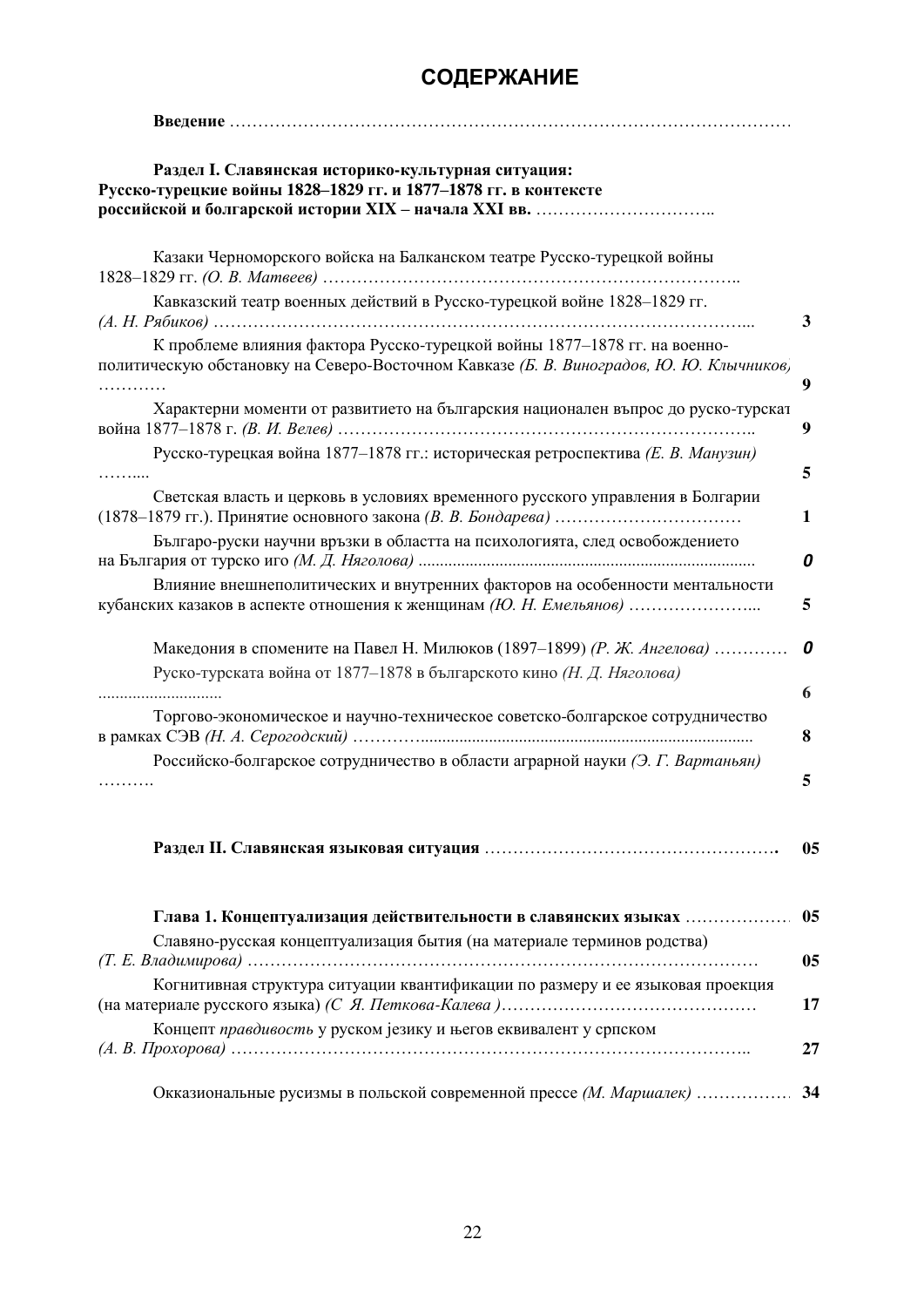# СОДЕРЖАНИЕ

**Введение** ………………………………………………………………………………………

**Раздел I. Славянская историко-культурная ситуация:**
**Русско-турецкие войны 1828–1829 гг. и 1877–1878 гг. в контексте российской и болгарской истории XIX – начала XXI вв.** …………………………..

Казаки Черноморского войска на Балканском театре Русско-турецкой войны 1828–1829 гг. *(О. В. Матвеев)* ………………………………………………………………..

Кавказский театр военных действий в Русско-турецкой войне 1828–1829 гг. *(А. Н. Рябиков)* ………………………………………………………………………………... 3

К проблеме влияния фактора Русско-турецкой войны 1877–1878 гг. на военно-политическую обстановку на Северо-Восточном Кавказе *(Б. В. Виноградов, Ю. Ю. Клычников)* ………… 9

Характерни моменти от развитието на българския национален въпрос до руско-турскат война 1877–1878 г. *(В. И. Велев)* ……………………………………………………………….. 9

Русско-турецкая война 1877–1878 гг.: историческая ретроспектива *(Е. В. Манузин)* …….... 5

Светская власть и церковь в условиях временного русского управления в Болгарии (1878–1879 гг.). Принятие основного закона *(В. В. Бондарева)* …………………………… 1

Българо-руски научни връзки в областта на психологията, след освобождението на България от турско иго *(М. Д. Няголова)* ............................................................................ 0

Влияние внешнеполитических и внутренних факторов на особенности ментальности кубанских казаков в аспекте отношения к женщинам *(Ю. Н. Емельянов)* …………………... 5

Македония в спомените на Павел Н. Милюков (1897–1899) *(Р. Ж. Ангелова)* ………… 0

Руско-турската война от 1877–1878 в българското кино *(Н. Д. Няголова)* ............................ 6

Торгово-экономическое и научно-техническое советско-болгарское сотрудничество в рамках СЭВ *(Н. А. Серогодский)* ………............................................................................ 8

Российско-болгарское сотрудничество в области аграрной науки *(Э. Г. Вартаньян)* ………. 5

**Раздел II. Славянская языковая ситуация** ……………………………………………. 05

**Глава 1. Концептуализация действительности в славянских языках** ……………… 05

Славяно-русская концептуализация бытия (на материале терминов родства) *(Т. Е. Владимирова)* …………………………………………………………………………… 05

Когнитивная структура ситуации квантификации по размеру и ее языковая проекция (на материале русского языка) *(С Я. Петкова-Калева )*……………………………………… 17

Концепт *правдивость* у руском језику и његов еквивалент у српском *(А. В. Прохорова)* …………………………………………………………………………….. 27

Окказиональные русизмы в польской современной прессе *(М. Маршалек)* ……………… 34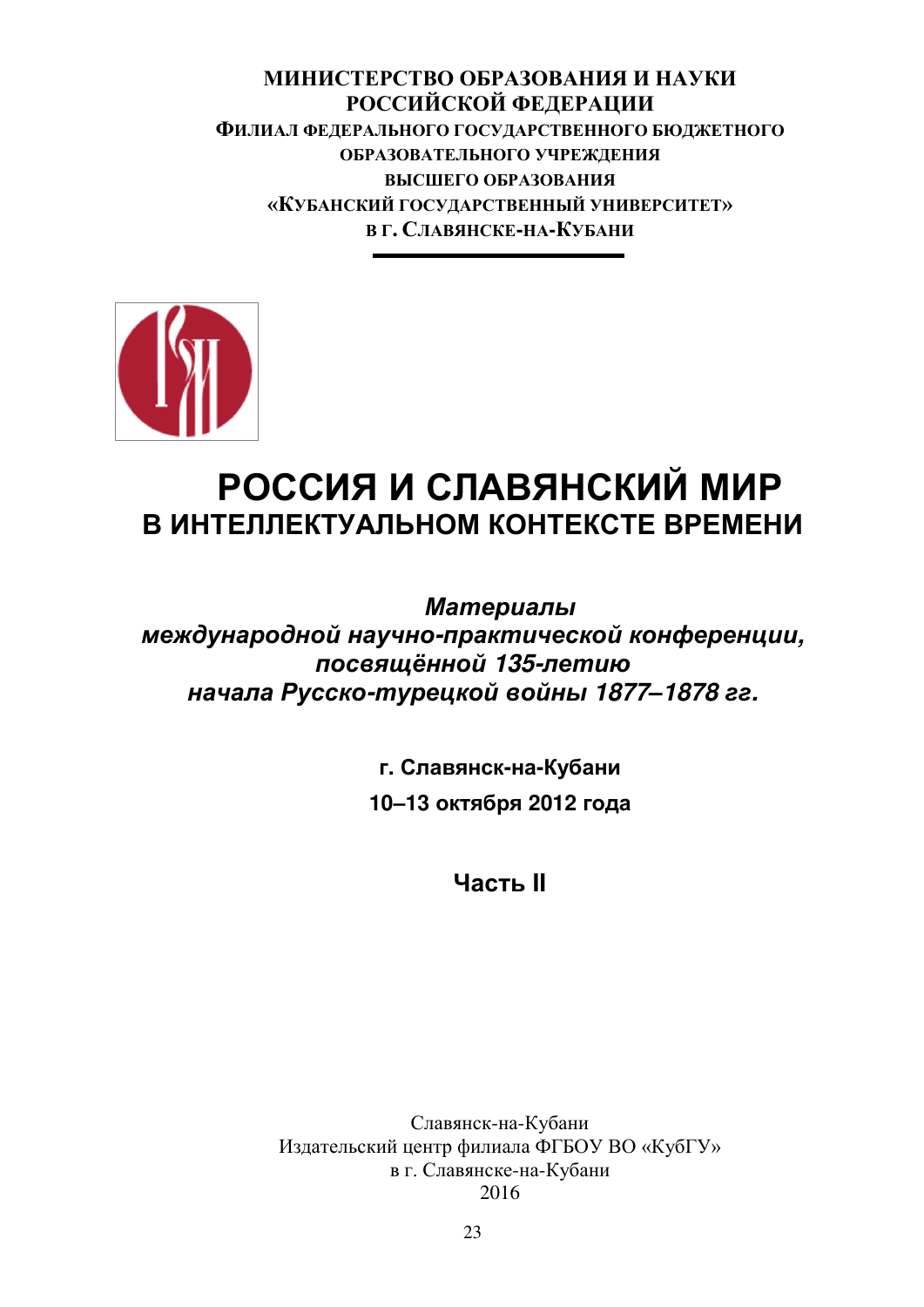**МИНИСТЕРСТВО ОБРАЗОВАНИЯ И НАУКИ**
**РОССИЙСКОЙ ФЕДЕРАЦИИ**
**ФИЛИАЛ ФЕДЕРАЛЬНОГО ГОСУДАРСТВЕННОГО БЮДЖЕТНОГО**
**ОБРАЗОВАТЕЛЬНОГО УЧРЕЖДЕНИЯ**
**ВЫСШЕГО ОБРАЗОВАНИЯ**
**«КУБАНСКИЙ ГОСУДАРСТВЕННЫЙ УНИВЕРСИТЕТ»**
**В Г. СЛАВЯНСКЕ-НА-КУБАНИ**

# РОССИЯ И СЛАВЯНСКИЙ МИР
## В ИНТЕЛЛЕКТУАЛЬНОМ КОНТЕКСТЕ ВРЕМЕНИ

***Материалы***
***международной научно-практической конференции,***
***посвящённой 135-летию***
***начала Русско-турецкой войны 1877–1878 гг.***

**г. Славянск-на-Кубани**
**10–13 октября 2012 года**

**Часть II**

Славянск-на-Кубани
Издательский центр филиала ФГБОУ ВО «КубГУ»
в г. Славянске-на-Кубани
2016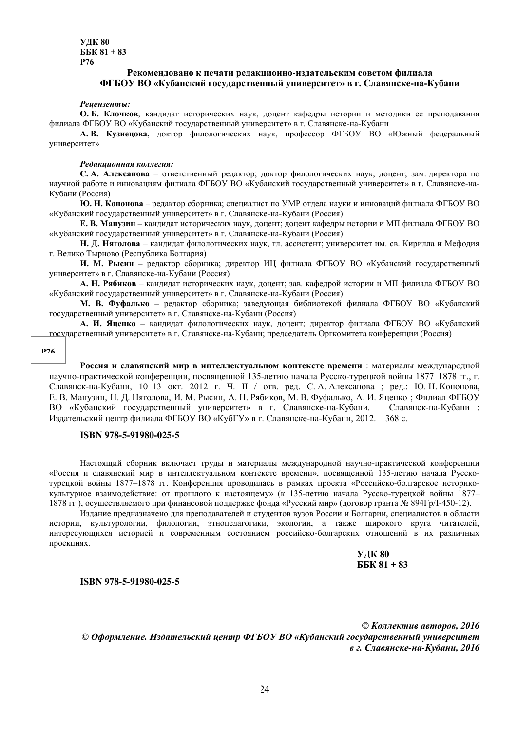**УДК 80**
**ББК 81 + 83**
**Р76**

**Рекомендовано к печати редакционно-издательским советом филиала ФГБОУ ВО «Кубанский государственный университет» в г. Славянске-на-Кубани**

***Рецензенты:***

**О. Б. Клочков**, кандидат исторических наук, доцент кафедры истории и методики ее преподавания филиала ФГБОУ ВО «Кубанский государственный университет» в г. Славянске-на-Кубани

**А. В. Кузнецова,** доктор филологических наук, профессор ФГБОУ ВО «Южный федеральный университет»

***Редакционная коллегия:***

**С. А. Алексанова** – ответственный редактор; доктор филологических наук, доцент; зам. директора по научной работе и инновациям филиала ФГБОУ ВО «Кубанский государственный университет» в г. Славянске-на-Кубани (Россия)

**Ю. Н. Кононова** – редактор сборника; специалист по УМР отдела науки и инноваций филиала ФГБОУ ВО «Кубанский государственный университет» в г. Славянске-на-Кубани (Россия)

**Е. В. Манузин –** кандидат исторических наук, доцент; доцент кафедры истории и МП филиала ФГБОУ ВО «Кубанский государственный университет» в г. Славянске-на-Кубани (Россия)

**Н. Д. Няголова** – кандидат филологических наук, гл. ассистент; университет им. св. Кирилла и Мефодия г. Велико Тырново (Республика Болгария)

**И. М. Рысин –** редактор сборника; директор ИЦ филиала ФГБОУ ВО «Кубанский государственный университет» в г. Славянске-на-Кубани (Россия)

**А. Н. Рябиков** – кандидат исторических наук, доцент; зав. кафедрой истории и МП филиала ФГБОУ ВО «Кубанский государственный университет» в г. Славянске-на-Кубани (Россия)

**М. В. Фуфалько –** редактор сборника; заведующая библиотекой филиала ФГБОУ ВО «Кубанский государственный университет» в г. Славянске-на-Кубани (Россия)

**А. И. Яценко –** кандидат филологических наук, доцент; директор филиала ФГБОУ ВО «Кубанский государственный университет» в г. Славянске-на-Кубани; председатель Оргкомитета конференции (Россия)

**Р76**

**Россия и славянский мир в интеллектуальном контексте времени** : материалы международной научно-практической конференции, посвященной 135-летию начала Русско-турецкой войны 1877–1878 гг., г. Славянск-на-Кубани, 10–13 окт. 2012 г. Ч. II / отв. ред. С. А. Алексанова ; ред.: Ю. Н. Кононова, Е. В. Манузин, Н. Д. Няголова, И. М. Рысин, А. Н. Рябиков, М. В. Фуфалько, А. И. Яценко ; Филиал ФГБОУ ВО «Кубанский государственный университет» в г. Славянске-на-Кубани. – Славянск-на-Кубани : Издательский центр филиала ФГБОУ ВО «КубГУ» в г. Славянске-на-Кубани, 2012. – 368 с.

**ISBN 978-5-91980-025-5**

Настоящий сборник включает труды и материалы международной научно-практической конференции «Россия и славянский мир в интеллектуальном контексте времени», посвященной 135-летию начала Русско-турецкой войны 1877–1878 гг. Конференция проводилась в рамках проекта «Российско-болгарское историко-культурное взаимодействие: от прошлого к настоящему» (к 135-летию начала Русско-турецкой войны 1877–1878 гг.), осуществляемого при финансовой поддержке фонда «Русский мир» (договор гранта № 894Гр/I-450-12).

Издание предназначено для преподавателей и студентов вузов России и Болгарии, специалистов в области истории, культурологии, филологии, этнопедагогики, экологии, а также широкого круга читателей, интересующихся историей и современным состоянием российско-болгарских отношений в их различных проекциях.

**УДК 80**
**ББК 81 + 83**

**ISBN 978-5-91980-025-5**

***© Коллектив авторов, 2016***
***© Оформление. Издательский центр ФГБОУ ВО «Кубанский государственный университет в г. Славянске-на-Кубани, 2016***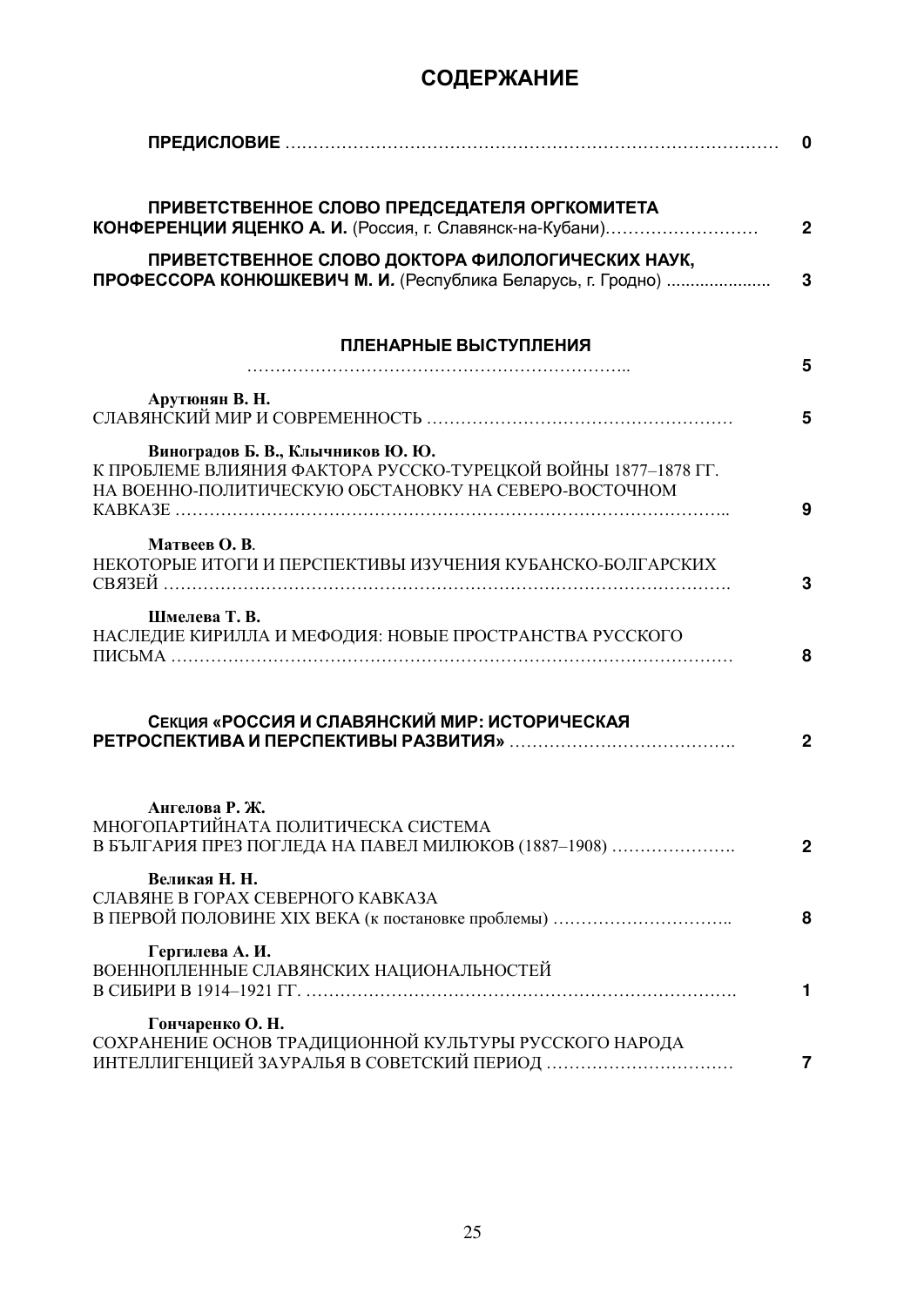# СОДЕРЖАНИЕ

**ПРЕДИСЛОВИЕ** ………………………………………………………………………… 0

**ПРИВЕТСТВЕННОЕ СЛОВО ПРЕДСЕДАТЕЛЯ ОРГКОМИТЕТА КОНФЕРЕНЦИИ ЯЦЕНКО А. И.** (Россия, г. Славянск-на-Кубани)……………………… 2

**ПРИВЕТСТВЕННОЕ СЛОВО ДОКТОРА ФИЛОЛОГИЧЕСКИХ НАУК, ПРОФЕССОРА КОНЮШКЕВИЧ М. И.** (Республика Беларусь, г. Гродно) ..................... 3

**ПЛЕНАРНЫЕ ВЫСТУПЛЕНИЯ**
………………………………………………………….. 5

**Арутюнян В. Н.**
СЛАВЯНСКИЙ МИР И СОВРЕМЕННОСТЬ ……………………………………………. 5

**Виноградов Б. В., Клычников Ю. Ю.**
К ПРОБЛЕМЕ ВЛИЯНИЯ ФАКТОРА РУССКО-ТУРЕЦКОЙ ВОЙНЫ 1877–1878 ГГ. НА ВОЕННО-ПОЛИТИЧЕСКУЮ ОБСТАНОВКУ НА СЕВЕРО-ВОСТОЧНОМ КАВКАЗЕ ……………………………………………………………………………….. 9

**Матвеев О. В**.
НЕКОТОРЫЕ ИТОГИ И ПЕРСПЕКТИВЫ ИЗУЧЕНИЯ КУБАНСКО-БОЛГАРСКИХ СВЯЗЕЙ ………………………………………………………………………………. 3

**Шмелева Т. В.**
НАСЛЕДИЕ КИРИЛЛА И МЕФОДИЯ: НОВЫЕ ПРОСТРАНСТВА РУССКОГО ПИСЬМА ……………………………………………………………………………… 8

**СЕКЦИЯ «РОССИЯ И СЛАВЯНСКИЙ МИР: ИСТОРИЧЕСКАЯ РЕТРОСПЕКТИВА И ПЕРСПЕКТИВЫ РАЗВИТИЯ»** …………………………………. 2

**Ангелова Р. Ж.**
МНОГОПАРТИЙНАТА ПОЛИТИЧЕСКА СИСТЕМА В БЪЛГАРИЯ ПРЕЗ ПОГЛЕДА НА ПАВЕЛ МИЛЮКОВ (1887–1908) …………………. 2

**Великая Н. Н.**
СЛАВЯНЕ В ГОРАХ СЕВЕРНОГО КАВКАЗА В ПЕРВОЙ ПОЛОВИНЕ XIX ВЕКА (к постановке проблемы) ………………………….. 8

**Гергилева А. И.**
ВОЕННОПЛЕННЫЕ СЛАВЯНСКИХ НАЦИОНАЛЬНОСТЕЙ В СИБИРИ В 1914–1921 ГГ. ………………………………………………………………. 1

**Гончаренко О. Н.**
СОХРАНЕНИЕ ОСНОВ ТРАДИЦИОННОЙ КУЛЬТУРЫ РУССКОГО НАРОДА ИНТЕЛЛИГЕНЦИЕЙ ЗАУРАЛЬЯ В СОВЕТСКИЙ ПЕРИОД …………………………… 7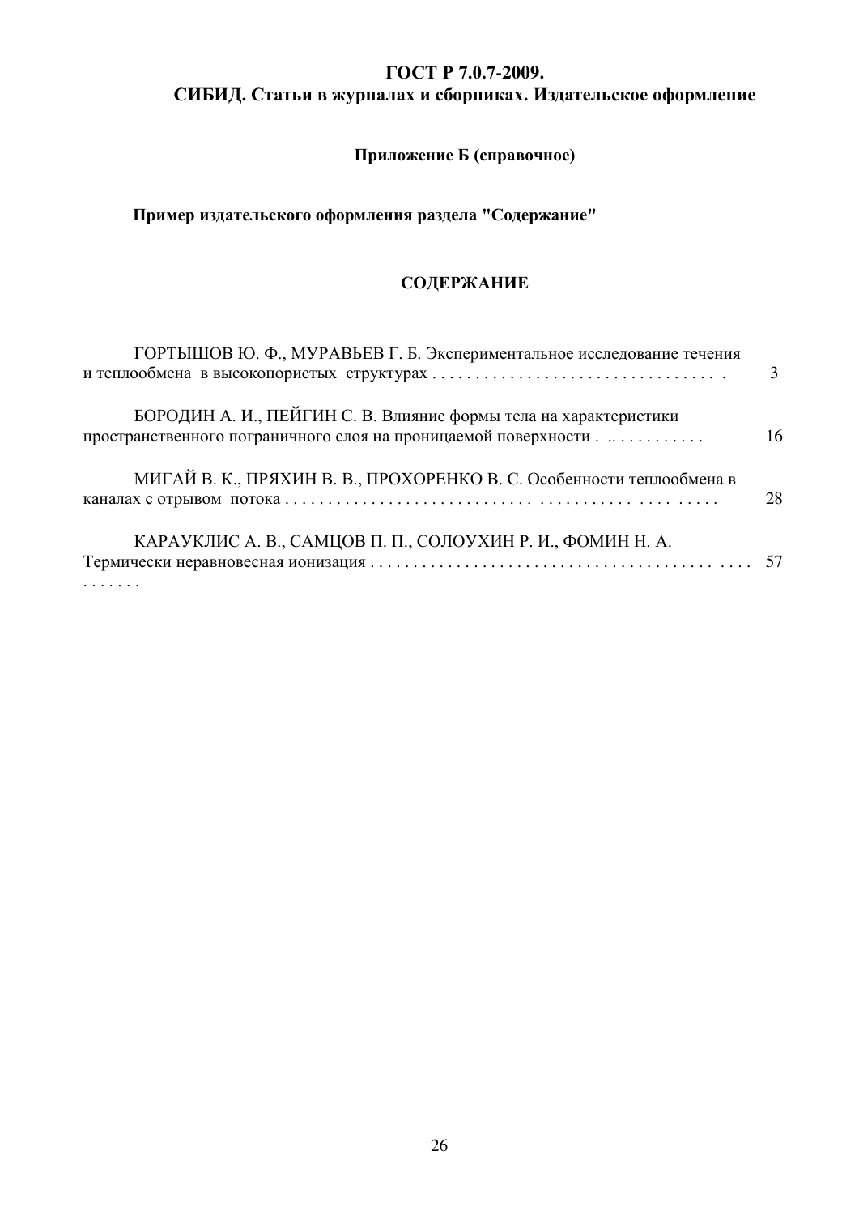**ГОСТ Р 7.0.7-2009.**
**СИБИД. Статьи в журналах и сборниках. Издательское оформление**

**Приложение Б (справочное)**

**Пример издательского оформления раздела "Содержание"**

## СОДЕРЖАНИЕ

ГОРТЫШОВ Ю. Ф., МУРАВЬЕВ Г. Б. Экспериментальное исследование течения и теплообмена в высокопористых структурах . . . . . . . . . . . . . . . . . . . . . . . . . . . . . . . . . 3

БОРОДИН А. И., ПЕЙГИН С. В. Влияние формы тела на характеристики пространственного пограничного слоя на проницаемой поверхности . .. . . . . . . . . . . 16

МИГАЙ В. К., ПРЯХИН В. В., ПРОХОРЕНКО В. С. Особенности теплообмена в каналах с отрывом потока . . . . . . . . . . . . . . . . . . . . . . . . . . . . . . . . . . . . . . . . . . . . . 28

КАРАУКЛИС А. В., САМЦОВ П. П., СОЛОУХИН Р. И., ФОМИН Н. А. Термически неравновесная ионизация . . . . . . . . . . . . . . . . . . . . . . . . . . . . . . . . . . . . . . . . . . . . . . . 57